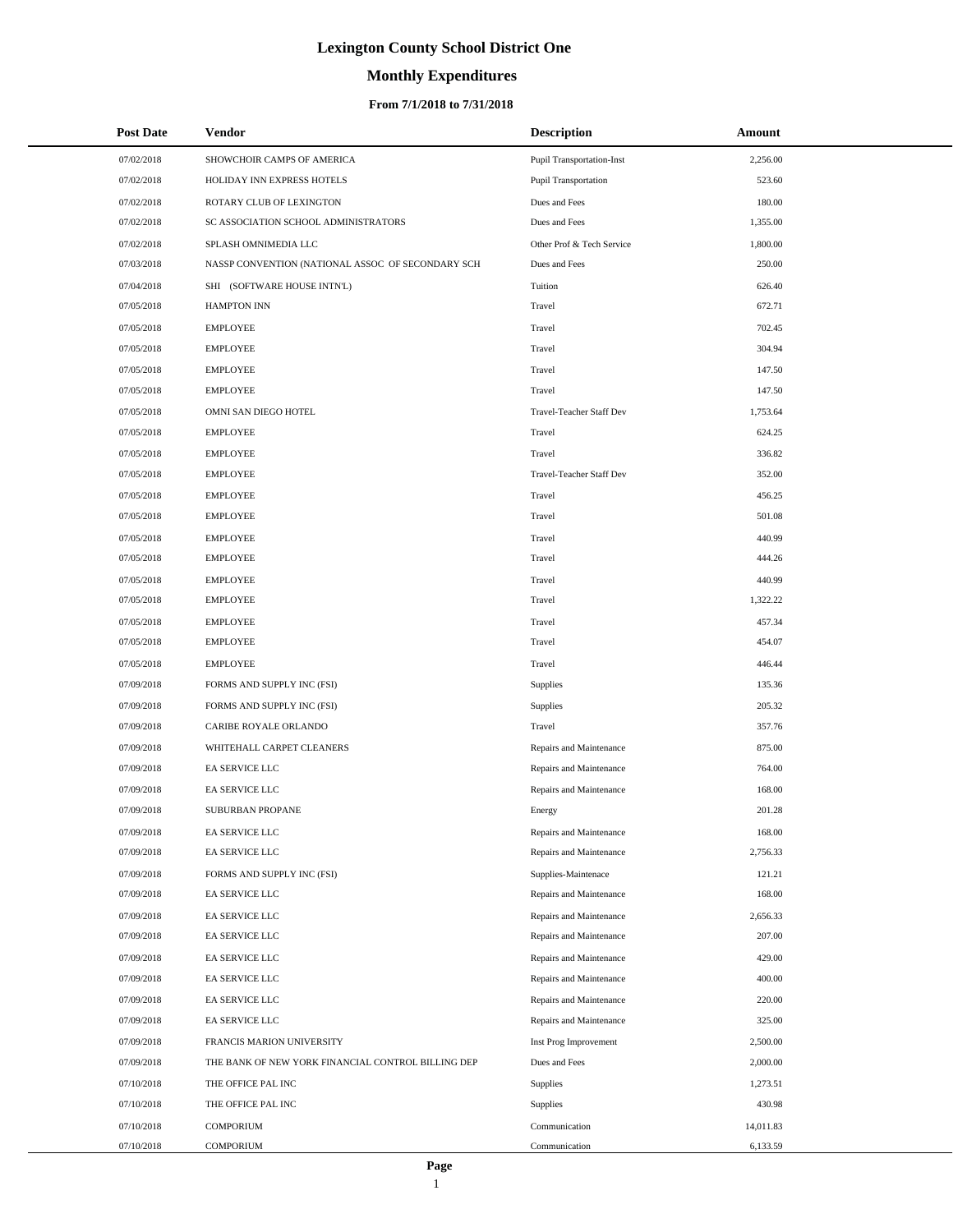# Lexington County School District One

## Monthly Expenditures

### From 7/1/2018 to 7/31/2018

| Post Date | Vendor | Description | Amount |
|---|---|---|---|
| 07/02/2018 | SHOWCHOIR CAMPS OF AMERICA | Pupil Transportation-Inst | 2,256.00 |
| 07/02/2018 | HOLIDAY INN EXPRESS HOTELS | Pupil Transportation | 523.60 |
| 07/02/2018 | ROTARY CLUB OF LEXINGTON | Dues and Fees | 180.00 |
| 07/02/2018 | SC ASSOCIATION SCHOOL ADMINISTRATORS | Dues and Fees | 1,355.00 |
| 07/02/2018 | SPLASH OMNIMEDIA LLC | Other Prof & Tech Service | 1,800.00 |
| 07/03/2018 | NASSP CONVENTION (NATIONAL ASSOC OF SECONDARY SCH | Dues and Fees | 250.00 |
| 07/04/2018 | SHI (SOFTWARE HOUSE INTN'L) | Tuition | 626.40 |
| 07/05/2018 | HAMPTON INN | Travel | 672.71 |
| 07/05/2018 | EMPLOYEE | Travel | 702.45 |
| 07/05/2018 | EMPLOYEE | Travel | 304.94 |
| 07/05/2018 | EMPLOYEE | Travel | 147.50 |
| 07/05/2018 | EMPLOYEE | Travel | 147.50 |
| 07/05/2018 | OMNI SAN DIEGO HOTEL | Travel-Teacher Staff Dev | 1,753.64 |
| 07/05/2018 | EMPLOYEE | Travel | 624.25 |
| 07/05/2018 | EMPLOYEE | Travel | 336.82 |
| 07/05/2018 | EMPLOYEE | Travel-Teacher Staff Dev | 352.00 |
| 07/05/2018 | EMPLOYEE | Travel | 456.25 |
| 07/05/2018 | EMPLOYEE | Travel | 501.08 |
| 07/05/2018 | EMPLOYEE | Travel | 440.99 |
| 07/05/2018 | EMPLOYEE | Travel | 444.26 |
| 07/05/2018 | EMPLOYEE | Travel | 440.99 |
| 07/05/2018 | EMPLOYEE | Travel | 1,322.22 |
| 07/05/2018 | EMPLOYEE | Travel | 457.34 |
| 07/05/2018 | EMPLOYEE | Travel | 454.07 |
| 07/05/2018 | EMPLOYEE | Travel | 446.44 |
| 07/09/2018 | FORMS AND SUPPLY INC (FSI) | Supplies | 135.36 |
| 07/09/2018 | FORMS AND SUPPLY INC (FSI) | Supplies | 205.32 |
| 07/09/2018 | CARIBE ROYALE ORLANDO | Travel | 357.76 |
| 07/09/2018 | WHITEHALL CARPET CLEANERS | Repairs and Maintenance | 875.00 |
| 07/09/2018 | EA SERVICE LLC | Repairs and Maintenance | 764.00 |
| 07/09/2018 | EA SERVICE LLC | Repairs and Maintenance | 168.00 |
| 07/09/2018 | SUBURBAN PROPANE | Energy | 201.28 |
| 07/09/2018 | EA SERVICE LLC | Repairs and Maintenance | 168.00 |
| 07/09/2018 | EA SERVICE LLC | Repairs and Maintenance | 2,756.33 |
| 07/09/2018 | FORMS AND SUPPLY INC (FSI) | Supplies-Maintenace | 121.21 |
| 07/09/2018 | EA SERVICE LLC | Repairs and Maintenance | 168.00 |
| 07/09/2018 | EA SERVICE LLC | Repairs and Maintenance | 2,656.33 |
| 07/09/2018 | EA SERVICE LLC | Repairs and Maintenance | 207.00 |
| 07/09/2018 | EA SERVICE LLC | Repairs and Maintenance | 429.00 |
| 07/09/2018 | EA SERVICE LLC | Repairs and Maintenance | 400.00 |
| 07/09/2018 | EA SERVICE LLC | Repairs and Maintenance | 220.00 |
| 07/09/2018 | EA SERVICE LLC | Repairs and Maintenance | 325.00 |
| 07/09/2018 | FRANCIS MARION UNIVERSITY | Inst Prog Improvement | 2,500.00 |
| 07/09/2018 | THE BANK OF NEW YORK FINANCIAL CONTROL BILLING DEP | Dues and Fees | 2,000.00 |
| 07/10/2018 | THE OFFICE PAL INC | Supplies | 1,273.51 |
| 07/10/2018 | THE OFFICE PAL INC | Supplies | 430.98 |
| 07/10/2018 | COMPORIUM | Communication | 14,011.83 |
| 07/10/2018 | COMPORIUM | Communication | 6,133.59 |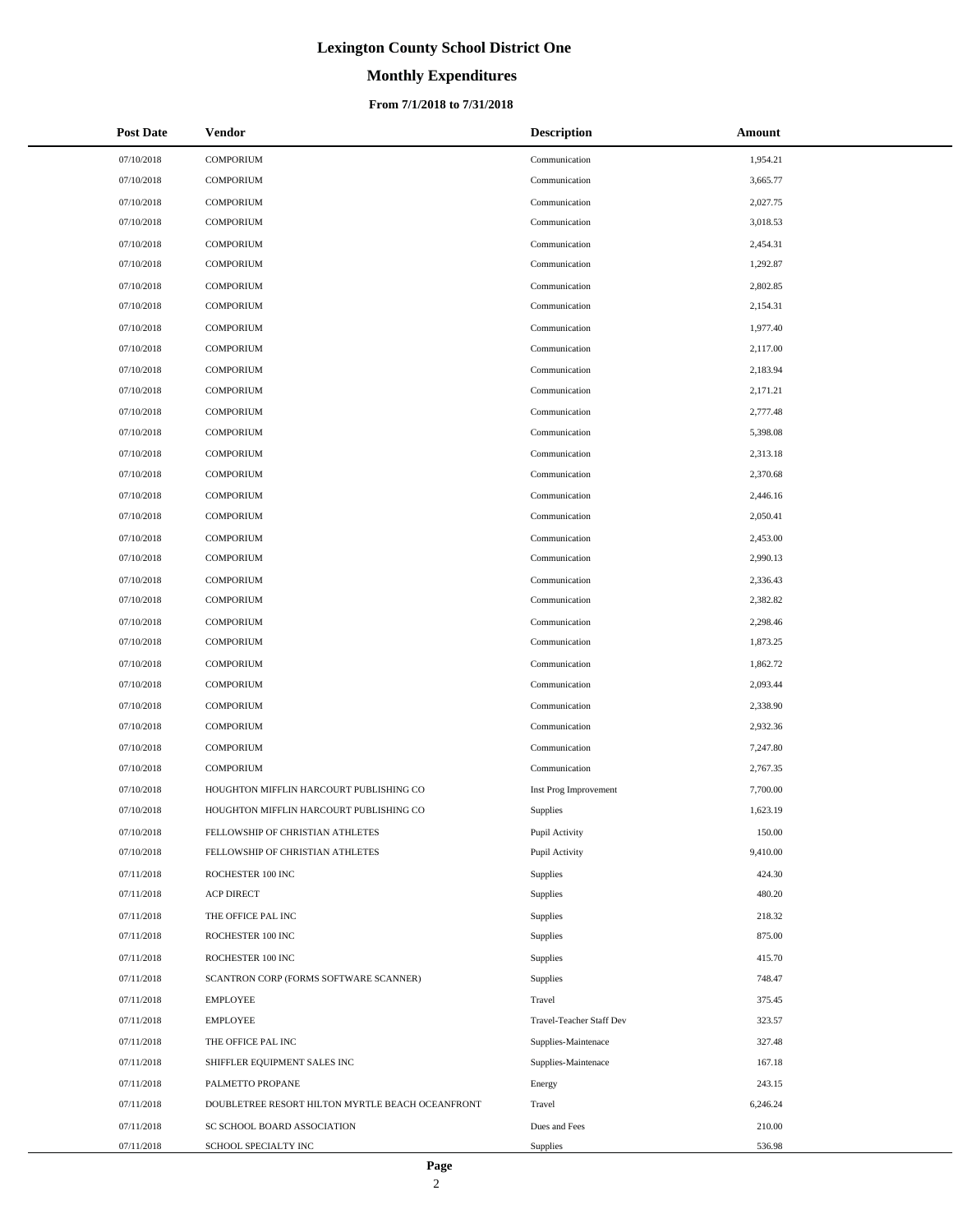# Lexington County School District One

## Monthly Expenditures

### From 7/1/2018 to 7/31/2018

| Post Date | Vendor | Description | Amount |
|---|---|---|---|
| 07/10/2018 | COMPORIUM | Communication | 1,954.21 |
| 07/10/2018 | COMPORIUM | Communication | 3,665.77 |
| 07/10/2018 | COMPORIUM | Communication | 2,027.75 |
| 07/10/2018 | COMPORIUM | Communication | 3,018.53 |
| 07/10/2018 | COMPORIUM | Communication | 2,454.31 |
| 07/10/2018 | COMPORIUM | Communication | 1,292.87 |
| 07/10/2018 | COMPORIUM | Communication | 2,802.85 |
| 07/10/2018 | COMPORIUM | Communication | 2,154.31 |
| 07/10/2018 | COMPORIUM | Communication | 1,977.40 |
| 07/10/2018 | COMPORIUM | Communication | 2,117.00 |
| 07/10/2018 | COMPORIUM | Communication | 2,183.94 |
| 07/10/2018 | COMPORIUM | Communication | 2,171.21 |
| 07/10/2018 | COMPORIUM | Communication | 2,777.48 |
| 07/10/2018 | COMPORIUM | Communication | 5,398.08 |
| 07/10/2018 | COMPORIUM | Communication | 2,313.18 |
| 07/10/2018 | COMPORIUM | Communication | 2,370.68 |
| 07/10/2018 | COMPORIUM | Communication | 2,446.16 |
| 07/10/2018 | COMPORIUM | Communication | 2,050.41 |
| 07/10/2018 | COMPORIUM | Communication | 2,453.00 |
| 07/10/2018 | COMPORIUM | Communication | 2,990.13 |
| 07/10/2018 | COMPORIUM | Communication | 2,336.43 |
| 07/10/2018 | COMPORIUM | Communication | 2,382.82 |
| 07/10/2018 | COMPORIUM | Communication | 2,298.46 |
| 07/10/2018 | COMPORIUM | Communication | 1,873.25 |
| 07/10/2018 | COMPORIUM | Communication | 1,862.72 |
| 07/10/2018 | COMPORIUM | Communication | 2,093.44 |
| 07/10/2018 | COMPORIUM | Communication | 2,338.90 |
| 07/10/2018 | COMPORIUM | Communication | 2,932.36 |
| 07/10/2018 | COMPORIUM | Communication | 7,247.80 |
| 07/10/2018 | COMPORIUM | Communication | 2,767.35 |
| 07/10/2018 | HOUGHTON MIFFLIN HARCOURT PUBLISHING CO | Inst Prog Improvement | 7,700.00 |
| 07/10/2018 | HOUGHTON MIFFLIN HARCOURT PUBLISHING CO | Supplies | 1,623.19 |
| 07/10/2018 | FELLOWSHIP OF CHRISTIAN ATHLETES | Pupil Activity | 150.00 |
| 07/10/2018 | FELLOWSHIP OF CHRISTIAN ATHLETES | Pupil Activity | 9,410.00 |
| 07/11/2018 | ROCHESTER 100 INC | Supplies | 424.30 |
| 07/11/2018 | ACP DIRECT | Supplies | 480.20 |
| 07/11/2018 | THE OFFICE PAL INC | Supplies | 218.32 |
| 07/11/2018 | ROCHESTER 100 INC | Supplies | 875.00 |
| 07/11/2018 | ROCHESTER 100 INC | Supplies | 415.70 |
| 07/11/2018 | SCANTRON CORP (FORMS SOFTWARE SCANNER) | Supplies | 748.47 |
| 07/11/2018 | EMPLOYEE | Travel | 375.45 |
| 07/11/2018 | EMPLOYEE | Travel-Teacher Staff Dev | 323.57 |
| 07/11/2018 | THE OFFICE PAL INC | Supplies-Maintenace | 327.48 |
| 07/11/2018 | SHIFFLER EQUIPMENT SALES INC | Supplies-Maintenace | 167.18 |
| 07/11/2018 | PALMETTO PROPANE | Energy | 243.15 |
| 07/11/2018 | DOUBLETREE RESORT HILTON MYRTLE BEACH OCEANFRONT | Travel | 6,246.24 |
| 07/11/2018 | SC SCHOOL BOARD ASSOCIATION | Dues and Fees | 210.00 |
| 07/11/2018 | SCHOOL SPECIALTY INC | Supplies | 536.98 |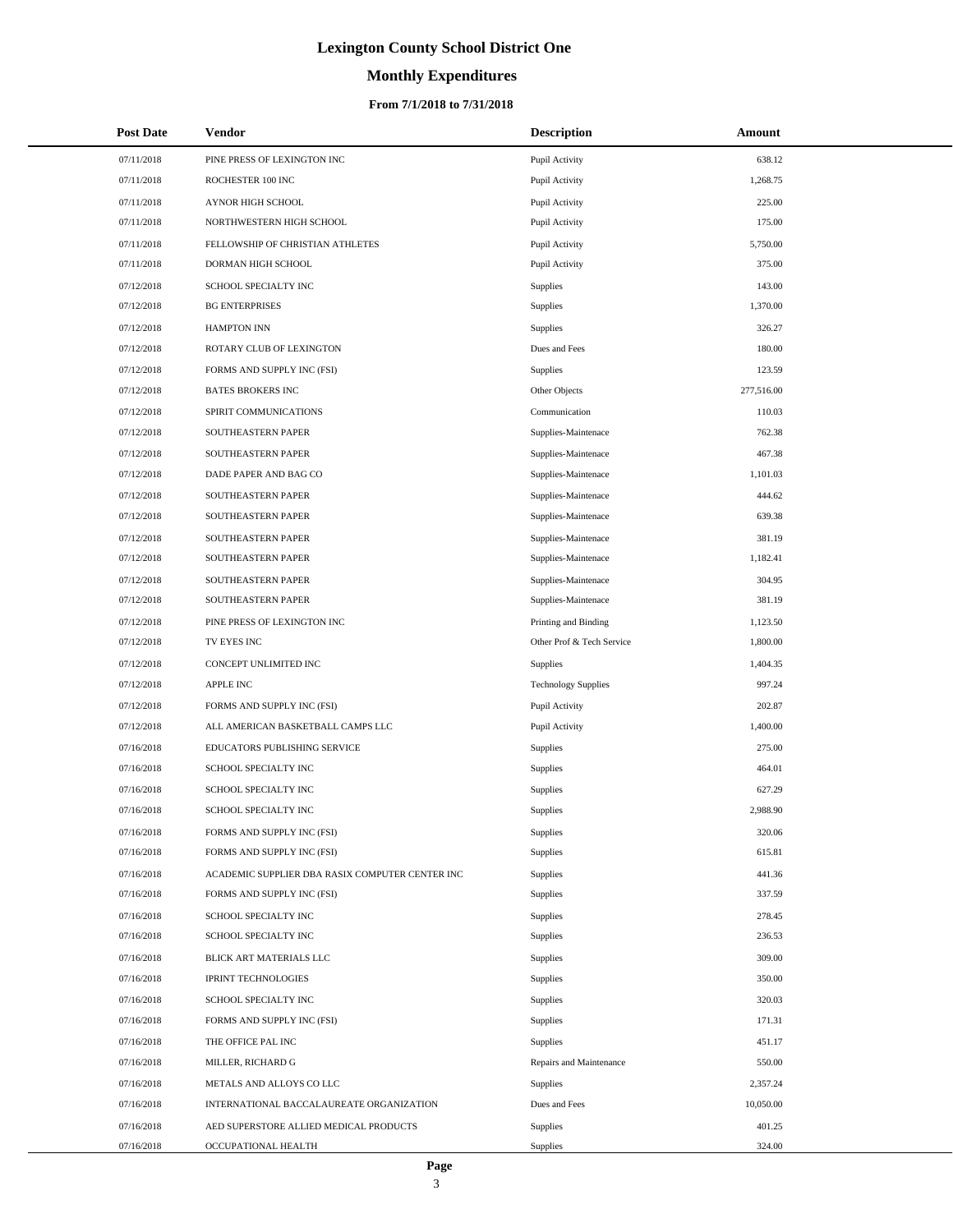# Lexington County School District One

## Monthly Expenditures

### From 7/1/2018 to 7/31/2018

| Post Date | Vendor | Description | Amount |
|---|---|---|---|
| 07/11/2018 | PINE PRESS OF LEXINGTON INC | Pupil Activity | 638.12 |
| 07/11/2018 | ROCHESTER 100 INC | Pupil Activity | 1,268.75 |
| 07/11/2018 | AYNOR HIGH SCHOOL | Pupil Activity | 225.00 |
| 07/11/2018 | NORTHWESTERN HIGH SCHOOL | Pupil Activity | 175.00 |
| 07/11/2018 | FELLOWSHIP OF CHRISTIAN ATHLETES | Pupil Activity | 5,750.00 |
| 07/11/2018 | DORMAN HIGH SCHOOL | Pupil Activity | 375.00 |
| 07/12/2018 | SCHOOL SPECIALTY INC | Supplies | 143.00 |
| 07/12/2018 | BG ENTERPRISES | Supplies | 1,370.00 |
| 07/12/2018 | HAMPTON INN | Supplies | 326.27 |
| 07/12/2018 | ROTARY CLUB OF LEXINGTON | Dues and Fees | 180.00 |
| 07/12/2018 | FORMS AND SUPPLY INC (FSI) | Supplies | 123.59 |
| 07/12/2018 | BATES BROKERS INC | Other Objects | 277,516.00 |
| 07/12/2018 | SPIRIT COMMUNICATIONS | Communication | 110.03 |
| 07/12/2018 | SOUTHEASTERN PAPER | Supplies-Maintenace | 762.38 |
| 07/12/2018 | SOUTHEASTERN PAPER | Supplies-Maintenace | 467.38 |
| 07/12/2018 | DADE PAPER AND BAG CO | Supplies-Maintenace | 1,101.03 |
| 07/12/2018 | SOUTHEASTERN PAPER | Supplies-Maintenace | 444.62 |
| 07/12/2018 | SOUTHEASTERN PAPER | Supplies-Maintenace | 639.38 |
| 07/12/2018 | SOUTHEASTERN PAPER | Supplies-Maintenace | 381.19 |
| 07/12/2018 | SOUTHEASTERN PAPER | Supplies-Maintenace | 1,182.41 |
| 07/12/2018 | SOUTHEASTERN PAPER | Supplies-Maintenace | 304.95 |
| 07/12/2018 | SOUTHEASTERN PAPER | Supplies-Maintenace | 381.19 |
| 07/12/2018 | PINE PRESS OF LEXINGTON INC | Printing and Binding | 1,123.50 |
| 07/12/2018 | TV EYES INC | Other Prof & Tech Service | 1,800.00 |
| 07/12/2018 | CONCEPT UNLIMITED INC | Supplies | 1,404.35 |
| 07/12/2018 | APPLE INC | Technology Supplies | 997.24 |
| 07/12/2018 | FORMS AND SUPPLY INC (FSI) | Pupil Activity | 202.87 |
| 07/12/2018 | ALL AMERICAN BASKETBALL CAMPS LLC | Pupil Activity | 1,400.00 |
| 07/16/2018 | EDUCATORS PUBLISHING SERVICE | Supplies | 275.00 |
| 07/16/2018 | SCHOOL SPECIALTY INC | Supplies | 464.01 |
| 07/16/2018 | SCHOOL SPECIALTY INC | Supplies | 627.29 |
| 07/16/2018 | SCHOOL SPECIALTY INC | Supplies | 2,988.90 |
| 07/16/2018 | FORMS AND SUPPLY INC (FSI) | Supplies | 320.06 |
| 07/16/2018 | FORMS AND SUPPLY INC (FSI) | Supplies | 615.81 |
| 07/16/2018 | ACADEMIC SUPPLIER DBA RASIX COMPUTER CENTER INC | Supplies | 441.36 |
| 07/16/2018 | FORMS AND SUPPLY INC (FSI) | Supplies | 337.59 |
| 07/16/2018 | SCHOOL SPECIALTY INC | Supplies | 278.45 |
| 07/16/2018 | SCHOOL SPECIALTY INC | Supplies | 236.53 |
| 07/16/2018 | BLICK ART MATERIALS LLC | Supplies | 309.00 |
| 07/16/2018 | IPRINT TECHNOLOGIES | Supplies | 350.00 |
| 07/16/2018 | SCHOOL SPECIALTY INC | Supplies | 320.03 |
| 07/16/2018 | FORMS AND SUPPLY INC (FSI) | Supplies | 171.31 |
| 07/16/2018 | THE OFFICE PAL INC | Supplies | 451.17 |
| 07/16/2018 | MILLER, RICHARD G | Repairs and Maintenance | 550.00 |
| 07/16/2018 | METALS AND ALLOYS CO LLC | Supplies | 2,357.24 |
| 07/16/2018 | INTERNATIONAL BACCALAUREATE ORGANIZATION | Dues and Fees | 10,050.00 |
| 07/16/2018 | AED SUPERSTORE ALLIED MEDICAL PRODUCTS | Supplies | 401.25 |
| 07/16/2018 | OCCUPATIONAL HEALTH | Supplies | 324.00 |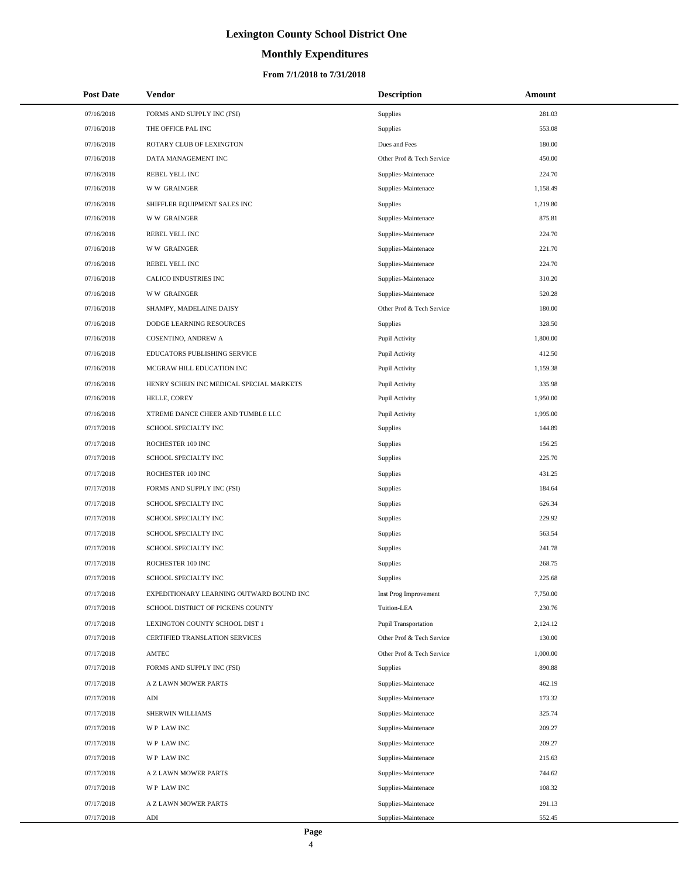# Lexington County School District One

## Monthly Expenditures

### From 7/1/2018 to 7/31/2018

| Post Date | Vendor | Description | Amount |
|---|---|---|---|
| 07/16/2018 | FORMS AND SUPPLY INC (FSI) | Supplies | 281.03 |
| 07/16/2018 | THE OFFICE PAL INC | Supplies | 553.08 |
| 07/16/2018 | ROTARY CLUB OF LEXINGTON | Dues and Fees | 180.00 |
| 07/16/2018 | DATA MANAGEMENT INC | Other Prof & Tech Service | 450.00 |
| 07/16/2018 | REBEL YELL INC | Supplies-Maintenace | 224.70 |
| 07/16/2018 | W W GRAINGER | Supplies-Maintenace | 1,158.49 |
| 07/16/2018 | SHIFFLER EQUIPMENT SALES INC | Supplies | 1,219.80 |
| 07/16/2018 | W W GRAINGER | Supplies-Maintenace | 875.81 |
| 07/16/2018 | REBEL YELL INC | Supplies-Maintenace | 224.70 |
| 07/16/2018 | W W GRAINGER | Supplies-Maintenace | 221.70 |
| 07/16/2018 | REBEL YELL INC | Supplies-Maintenace | 224.70 |
| 07/16/2018 | CALICO INDUSTRIES INC | Supplies-Maintenace | 310.20 |
| 07/16/2018 | W W GRAINGER | Supplies-Maintenace | 520.28 |
| 07/16/2018 | SHAMPY, MADELAINE DAISY | Other Prof & Tech Service | 180.00 |
| 07/16/2018 | DODGE LEARNING RESOURCES | Supplies | 328.50 |
| 07/16/2018 | COSENTINO, ANDREW A | Pupil Activity | 1,800.00 |
| 07/16/2018 | EDUCATORS PUBLISHING SERVICE | Pupil Activity | 412.50 |
| 07/16/2018 | MCGRAW HILL EDUCATION INC | Pupil Activity | 1,159.38 |
| 07/16/2018 | HENRY SCHEIN INC MEDICAL SPECIAL MARKETS | Pupil Activity | 335.98 |
| 07/16/2018 | HELLE, COREY | Pupil Activity | 1,950.00 |
| 07/16/2018 | XTREME DANCE CHEER AND TUMBLE LLC | Pupil Activity | 1,995.00 |
| 07/17/2018 | SCHOOL SPECIALTY INC | Supplies | 144.89 |
| 07/17/2018 | ROCHESTER 100 INC | Supplies | 156.25 |
| 07/17/2018 | SCHOOL SPECIALTY INC | Supplies | 225.70 |
| 07/17/2018 | ROCHESTER 100 INC | Supplies | 431.25 |
| 07/17/2018 | FORMS AND SUPPLY INC (FSI) | Supplies | 184.64 |
| 07/17/2018 | SCHOOL SPECIALTY INC | Supplies | 626.34 |
| 07/17/2018 | SCHOOL SPECIALTY INC | Supplies | 229.92 |
| 07/17/2018 | SCHOOL SPECIALTY INC | Supplies | 563.54 |
| 07/17/2018 | SCHOOL SPECIALTY INC | Supplies | 241.78 |
| 07/17/2018 | ROCHESTER 100 INC | Supplies | 268.75 |
| 07/17/2018 | SCHOOL SPECIALTY INC | Supplies | 225.68 |
| 07/17/2018 | EXPEDITIONARY LEARNING OUTWARD BOUND INC | Inst Prog Improvement | 7,750.00 |
| 07/17/2018 | SCHOOL DISTRICT OF PICKENS COUNTY | Tuition-LEA | 230.76 |
| 07/17/2018 | LEXINGTON COUNTY SCHOOL DIST 1 | Pupil Transportation | 2,124.12 |
| 07/17/2018 | CERTIFIED TRANSLATION SERVICES | Other Prof & Tech Service | 130.00 |
| 07/17/2018 | AMTEC | Other Prof & Tech Service | 1,000.00 |
| 07/17/2018 | FORMS AND SUPPLY INC (FSI) | Supplies | 890.88 |
| 07/17/2018 | A Z LAWN MOWER PARTS | Supplies-Maintenace | 462.19 |
| 07/17/2018 | ADI | Supplies-Maintenace | 173.32 |
| 07/17/2018 | SHERWIN WILLIAMS | Supplies-Maintenace | 325.74 |
| 07/17/2018 | W P LAW INC | Supplies-Maintenace | 209.27 |
| 07/17/2018 | W P LAW INC | Supplies-Maintenace | 209.27 |
| 07/17/2018 | W P LAW INC | Supplies-Maintenace | 215.63 |
| 07/17/2018 | A Z LAWN MOWER PARTS | Supplies-Maintenace | 744.62 |
| 07/17/2018 | W P LAW INC | Supplies-Maintenace | 108.32 |
| 07/17/2018 | A Z LAWN MOWER PARTS | Supplies-Maintenace | 291.13 |
| 07/17/2018 | ADI | Supplies-Maintenace | 552.45 |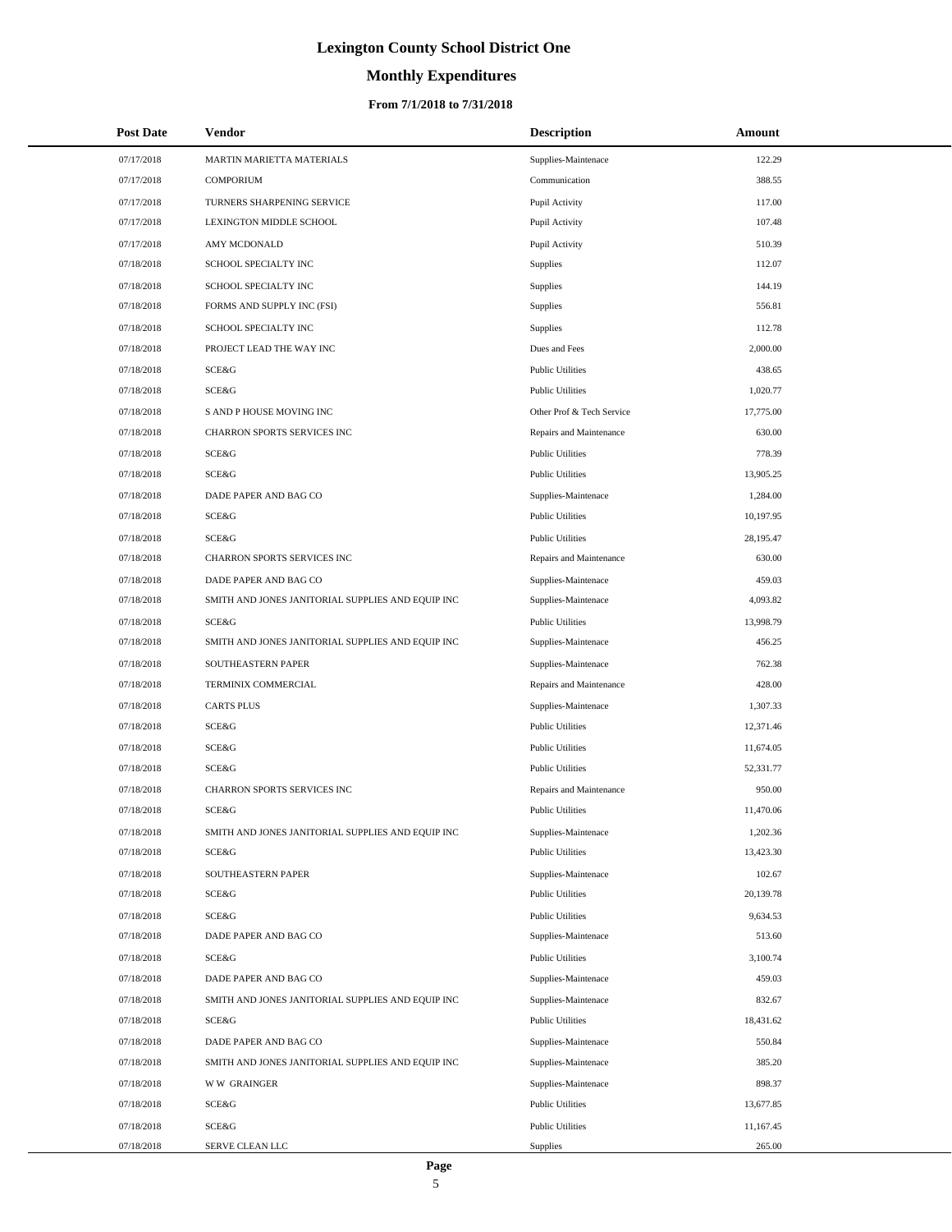# Lexington County School District One

## Monthly Expenditures

### From 7/1/2018 to 7/31/2018

| Post Date | Vendor | Description | Amount |
|---|---|---|---|
| 07/17/2018 | MARTIN MARIETTA MATERIALS | Supplies-Maintenace | 122.29 |
| 07/17/2018 | COMPORIUM | Communication | 388.55 |
| 07/17/2018 | TURNERS SHARPENING SERVICE | Pupil Activity | 117.00 |
| 07/17/2018 | LEXINGTON MIDDLE SCHOOL | Pupil Activity | 107.48 |
| 07/17/2018 | AMY MCDONALD | Pupil Activity | 510.39 |
| 07/18/2018 | SCHOOL SPECIALTY INC | Supplies | 112.07 |
| 07/18/2018 | SCHOOL SPECIALTY INC | Supplies | 144.19 |
| 07/18/2018 | FORMS AND SUPPLY INC (FSI) | Supplies | 556.81 |
| 07/18/2018 | SCHOOL SPECIALTY INC | Supplies | 112.78 |
| 07/18/2018 | PROJECT LEAD THE WAY INC | Dues and Fees | 2,000.00 |
| 07/18/2018 | SCE&G | Public Utilities | 438.65 |
| 07/18/2018 | SCE&G | Public Utilities | 1,020.77 |
| 07/18/2018 | S AND P HOUSE MOVING INC | Other Prof & Tech Service | 17,775.00 |
| 07/18/2018 | CHARRON SPORTS SERVICES INC | Repairs and Maintenance | 630.00 |
| 07/18/2018 | SCE&G | Public Utilities | 778.39 |
| 07/18/2018 | SCE&G | Public Utilities | 13,905.25 |
| 07/18/2018 | DADE PAPER AND BAG CO | Supplies-Maintenace | 1,284.00 |
| 07/18/2018 | SCE&G | Public Utilities | 10,197.95 |
| 07/18/2018 | SCE&G | Public Utilities | 28,195.47 |
| 07/18/2018 | CHARRON SPORTS SERVICES INC | Repairs and Maintenance | 630.00 |
| 07/18/2018 | DADE PAPER AND BAG CO | Supplies-Maintenace | 459.03 |
| 07/18/2018 | SMITH AND JONES JANITORIAL SUPPLIES AND EQUIP INC | Supplies-Maintenace | 4,093.82 |
| 07/18/2018 | SCE&G | Public Utilities | 13,998.79 |
| 07/18/2018 | SMITH AND JONES JANITORIAL SUPPLIES AND EQUIP INC | Supplies-Maintenace | 456.25 |
| 07/18/2018 | SOUTHEASTERN PAPER | Supplies-Maintenace | 762.38 |
| 07/18/2018 | TERMINIX COMMERCIAL | Repairs and Maintenance | 428.00 |
| 07/18/2018 | CARTS PLUS | Supplies-Maintenace | 1,307.33 |
| 07/18/2018 | SCE&G | Public Utilities | 12,371.46 |
| 07/18/2018 | SCE&G | Public Utilities | 11,674.05 |
| 07/18/2018 | SCE&G | Public Utilities | 52,331.77 |
| 07/18/2018 | CHARRON SPORTS SERVICES INC | Repairs and Maintenance | 950.00 |
| 07/18/2018 | SCE&G | Public Utilities | 11,470.06 |
| 07/18/2018 | SMITH AND JONES JANITORIAL SUPPLIES AND EQUIP INC | Supplies-Maintenace | 1,202.36 |
| 07/18/2018 | SCE&G | Public Utilities | 13,423.30 |
| 07/18/2018 | SOUTHEASTERN PAPER | Supplies-Maintenace | 102.67 |
| 07/18/2018 | SCE&G | Public Utilities | 20,139.78 |
| 07/18/2018 | SCE&G | Public Utilities | 9,634.53 |
| 07/18/2018 | DADE PAPER AND BAG CO | Supplies-Maintenace | 513.60 |
| 07/18/2018 | SCE&G | Public Utilities | 3,100.74 |
| 07/18/2018 | DADE PAPER AND BAG CO | Supplies-Maintenace | 459.03 |
| 07/18/2018 | SMITH AND JONES JANITORIAL SUPPLIES AND EQUIP INC | Supplies-Maintenace | 832.67 |
| 07/18/2018 | SCE&G | Public Utilities | 18,431.62 |
| 07/18/2018 | DADE PAPER AND BAG CO | Supplies-Maintenace | 550.84 |
| 07/18/2018 | SMITH AND JONES JANITORIAL SUPPLIES AND EQUIP INC | Supplies-Maintenace | 385.20 |
| 07/18/2018 | W W GRAINGER | Supplies-Maintenace | 898.37 |
| 07/18/2018 | SCE&G | Public Utilities | 13,677.85 |
| 07/18/2018 | SCE&G | Public Utilities | 11,167.45 |
| 07/18/2018 | SERVE CLEAN LLC | Supplies | 265.00 |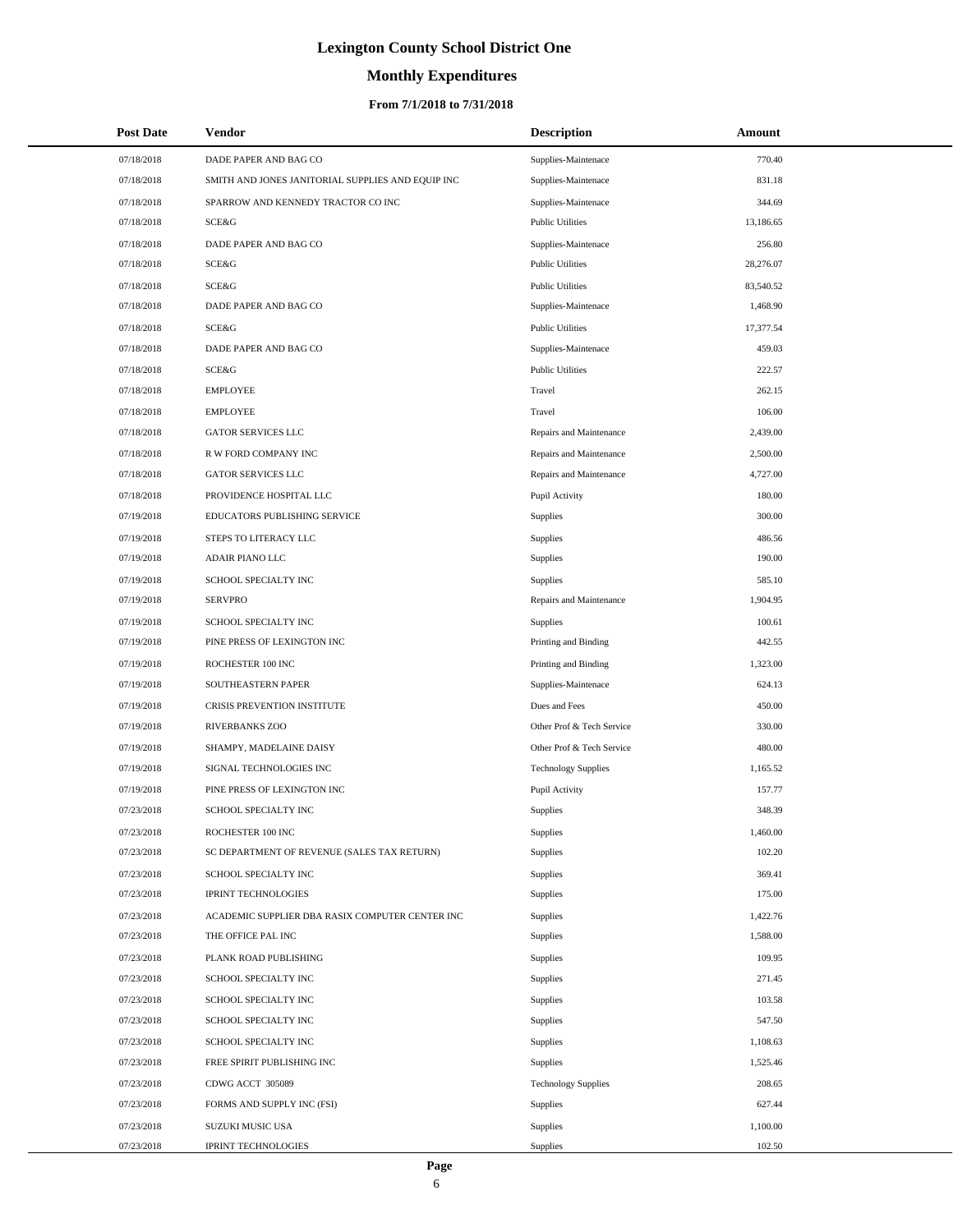# Lexington County School District One

## Monthly Expenditures

### From 7/1/2018 to 7/31/2018

| Post Date | Vendor | Description | Amount |
|---|---|---|---|
| 07/18/2018 | DADE PAPER AND BAG CO | Supplies-Maintenace | 770.40 |
| 07/18/2018 | SMITH AND JONES JANITORIAL SUPPLIES AND EQUIP INC | Supplies-Maintenace | 831.18 |
| 07/18/2018 | SPARROW AND KENNEDY TRACTOR CO INC | Supplies-Maintenace | 344.69 |
| 07/18/2018 | SCE&G | Public Utilities | 13,186.65 |
| 07/18/2018 | DADE PAPER AND BAG CO | Supplies-Maintenace | 256.80 |
| 07/18/2018 | SCE&G | Public Utilities | 28,276.07 |
| 07/18/2018 | SCE&G | Public Utilities | 83,540.52 |
| 07/18/2018 | DADE PAPER AND BAG CO | Supplies-Maintenace | 1,468.90 |
| 07/18/2018 | SCE&G | Public Utilities | 17,377.54 |
| 07/18/2018 | DADE PAPER AND BAG CO | Supplies-Maintenace | 459.03 |
| 07/18/2018 | SCE&G | Public Utilities | 222.57 |
| 07/18/2018 | EMPLOYEE | Travel | 262.15 |
| 07/18/2018 | EMPLOYEE | Travel | 106.00 |
| 07/18/2018 | GATOR SERVICES LLC | Repairs and Maintenance | 2,439.00 |
| 07/18/2018 | R W FORD COMPANY INC | Repairs and Maintenance | 2,500.00 |
| 07/18/2018 | GATOR SERVICES LLC | Repairs and Maintenance | 4,727.00 |
| 07/18/2018 | PROVIDENCE HOSPITAL LLC | Pupil Activity | 180.00 |
| 07/19/2018 | EDUCATORS PUBLISHING SERVICE | Supplies | 300.00 |
| 07/19/2018 | STEPS TO LITERACY LLC | Supplies | 486.56 |
| 07/19/2018 | ADAIR PIANO LLC | Supplies | 190.00 |
| 07/19/2018 | SCHOOL SPECIALTY INC | Supplies | 585.10 |
| 07/19/2018 | SERVPRO | Repairs and Maintenance | 1,904.95 |
| 07/19/2018 | SCHOOL SPECIALTY INC | Supplies | 100.61 |
| 07/19/2018 | PINE PRESS OF LEXINGTON INC | Printing and Binding | 442.55 |
| 07/19/2018 | ROCHESTER 100 INC | Printing and Binding | 1,323.00 |
| 07/19/2018 | SOUTHEASTERN PAPER | Supplies-Maintenace | 624.13 |
| 07/19/2018 | CRISIS PREVENTION INSTITUTE | Dues and Fees | 450.00 |
| 07/19/2018 | RIVERBANKS ZOO | Other Prof & Tech Service | 330.00 |
| 07/19/2018 | SHAMPY, MADELAINE DAISY | Other Prof & Tech Service | 480.00 |
| 07/19/2018 | SIGNAL TECHNOLOGIES INC | Technology Supplies | 1,165.52 |
| 07/19/2018 | PINE PRESS OF LEXINGTON INC | Pupil Activity | 157.77 |
| 07/23/2018 | SCHOOL SPECIALTY INC | Supplies | 348.39 |
| 07/23/2018 | ROCHESTER 100 INC | Supplies | 1,460.00 |
| 07/23/2018 | SC DEPARTMENT OF REVENUE (SALES TAX RETURN) | Supplies | 102.20 |
| 07/23/2018 | SCHOOL SPECIALTY INC | Supplies | 369.41 |
| 07/23/2018 | IPRINT TECHNOLOGIES | Supplies | 175.00 |
| 07/23/2018 | ACADEMIC SUPPLIER DBA RASIX COMPUTER CENTER INC | Supplies | 1,422.76 |
| 07/23/2018 | THE OFFICE PAL INC | Supplies | 1,588.00 |
| 07/23/2018 | PLANK ROAD PUBLISHING | Supplies | 109.95 |
| 07/23/2018 | SCHOOL SPECIALTY INC | Supplies | 271.45 |
| 07/23/2018 | SCHOOL SPECIALTY INC | Supplies | 103.58 |
| 07/23/2018 | SCHOOL SPECIALTY INC | Supplies | 547.50 |
| 07/23/2018 | SCHOOL SPECIALTY INC | Supplies | 1,108.63 |
| 07/23/2018 | FREE SPIRIT PUBLISHING INC | Supplies | 1,525.46 |
| 07/23/2018 | CDWG ACCT 305089 | Technology Supplies | 208.65 |
| 07/23/2018 | FORMS AND SUPPLY INC (FSI) | Supplies | 627.44 |
| 07/23/2018 | SUZUKI MUSIC USA | Supplies | 1,100.00 |
| 07/23/2018 | IPRINT TECHNOLOGIES | Supplies | 102.50 |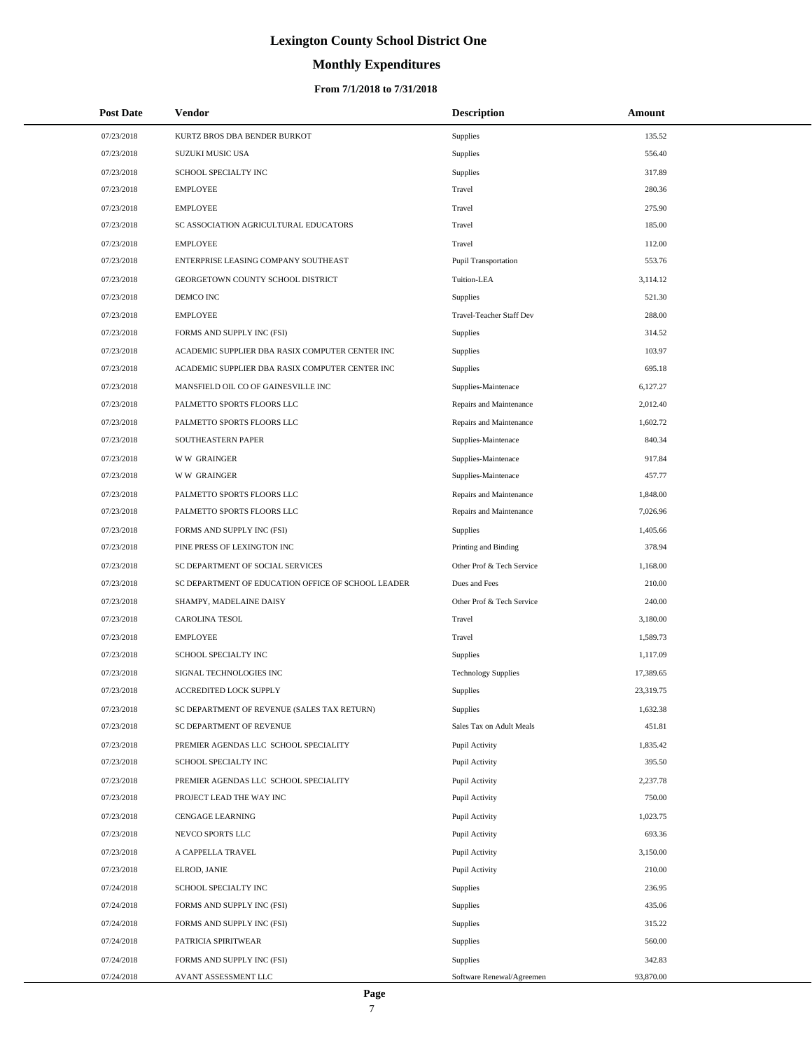# Lexington County School District One

## Monthly Expenditures

### From 7/1/2018 to 7/31/2018

| Post Date | Vendor | Description | Amount |
|---|---|---|---|
| 07/23/2018 | KURTZ BROS DBA BENDER BURKOT | Supplies | 135.52 |
| 07/23/2018 | SUZUKI MUSIC USA | Supplies | 556.40 |
| 07/23/2018 | SCHOOL SPECIALTY INC | Supplies | 317.89 |
| 07/23/2018 | EMPLOYEE | Travel | 280.36 |
| 07/23/2018 | EMPLOYEE | Travel | 275.90 |
| 07/23/2018 | SC ASSOCIATION AGRICULTURAL EDUCATORS | Travel | 185.00 |
| 07/23/2018 | EMPLOYEE | Travel | 112.00 |
| 07/23/2018 | ENTERPRISE LEASING COMPANY SOUTHEAST | Pupil Transportation | 553.76 |
| 07/23/2018 | GEORGETOWN COUNTY SCHOOL DISTRICT | Tuition-LEA | 3,114.12 |
| 07/23/2018 | DEMCO INC | Supplies | 521.30 |
| 07/23/2018 | EMPLOYEE | Travel-Teacher Staff Dev | 288.00 |
| 07/23/2018 | FORMS AND SUPPLY INC (FSI) | Supplies | 314.52 |
| 07/23/2018 | ACADEMIC SUPPLIER DBA RASIX COMPUTER CENTER INC | Supplies | 103.97 |
| 07/23/2018 | ACADEMIC SUPPLIER DBA RASIX COMPUTER CENTER INC | Supplies | 695.18 |
| 07/23/2018 | MANSFIELD OIL CO OF GAINESVILLE INC | Supplies-Maintenace | 6,127.27 |
| 07/23/2018 | PALMETTO SPORTS FLOORS LLC | Repairs and Maintenance | 2,012.40 |
| 07/23/2018 | PALMETTO SPORTS FLOORS LLC | Repairs and Maintenance | 1,602.72 |
| 07/23/2018 | SOUTHEASTERN PAPER | Supplies-Maintenace | 840.34 |
| 07/23/2018 | W W GRAINGER | Supplies-Maintenace | 917.84 |
| 07/23/2018 | W W GRAINGER | Supplies-Maintenace | 457.77 |
| 07/23/2018 | PALMETTO SPORTS FLOORS LLC | Repairs and Maintenance | 1,848.00 |
| 07/23/2018 | PALMETTO SPORTS FLOORS LLC | Repairs and Maintenance | 7,026.96 |
| 07/23/2018 | FORMS AND SUPPLY INC (FSI) | Supplies | 1,405.66 |
| 07/23/2018 | PINE PRESS OF LEXINGTON INC | Printing and Binding | 378.94 |
| 07/23/2018 | SC DEPARTMENT OF SOCIAL SERVICES | Other Prof & Tech Service | 1,168.00 |
| 07/23/2018 | SC DEPARTMENT OF EDUCATION OFFICE OF SCHOOL LEADER | Dues and Fees | 210.00 |
| 07/23/2018 | SHAMPY, MADELAINE DAISY | Other Prof & Tech Service | 240.00 |
| 07/23/2018 | CAROLINA TESOL | Travel | 3,180.00 |
| 07/23/2018 | EMPLOYEE | Travel | 1,589.73 |
| 07/23/2018 | SCHOOL SPECIALTY INC | Supplies | 1,117.09 |
| 07/23/2018 | SIGNAL TECHNOLOGIES INC | Technology Supplies | 17,389.65 |
| 07/23/2018 | ACCREDITED LOCK SUPPLY | Supplies | 23,319.75 |
| 07/23/2018 | SC DEPARTMENT OF REVENUE (SALES TAX RETURN) | Supplies | 1,632.38 |
| 07/23/2018 | SC DEPARTMENT OF REVENUE | Sales Tax on Adult Meals | 451.81 |
| 07/23/2018 | PREMIER AGENDAS LLC SCHOOL SPECIALITY | Pupil Activity | 1,835.42 |
| 07/23/2018 | SCHOOL SPECIALTY INC | Pupil Activity | 395.50 |
| 07/23/2018 | PREMIER AGENDAS LLC SCHOOL SPECIALITY | Pupil Activity | 2,237.78 |
| 07/23/2018 | PROJECT LEAD THE WAY INC | Pupil Activity | 750.00 |
| 07/23/2018 | CENGAGE LEARNING | Pupil Activity | 1,023.75 |
| 07/23/2018 | NEVCO SPORTS LLC | Pupil Activity | 693.36 |
| 07/23/2018 | A CAPPELLA TRAVEL | Pupil Activity | 3,150.00 |
| 07/23/2018 | ELROD, JANIE | Pupil Activity | 210.00 |
| 07/24/2018 | SCHOOL SPECIALTY INC | Supplies | 236.95 |
| 07/24/2018 | FORMS AND SUPPLY INC (FSI) | Supplies | 435.06 |
| 07/24/2018 | FORMS AND SUPPLY INC (FSI) | Supplies | 315.22 |
| 07/24/2018 | PATRICIA SPIRITWEAR | Supplies | 560.00 |
| 07/24/2018 | FORMS AND SUPPLY INC (FSI) | Supplies | 342.83 |
| 07/24/2018 | AVANT ASSESSMENT LLC | Software Renewal/Agreemen | 93,870.00 |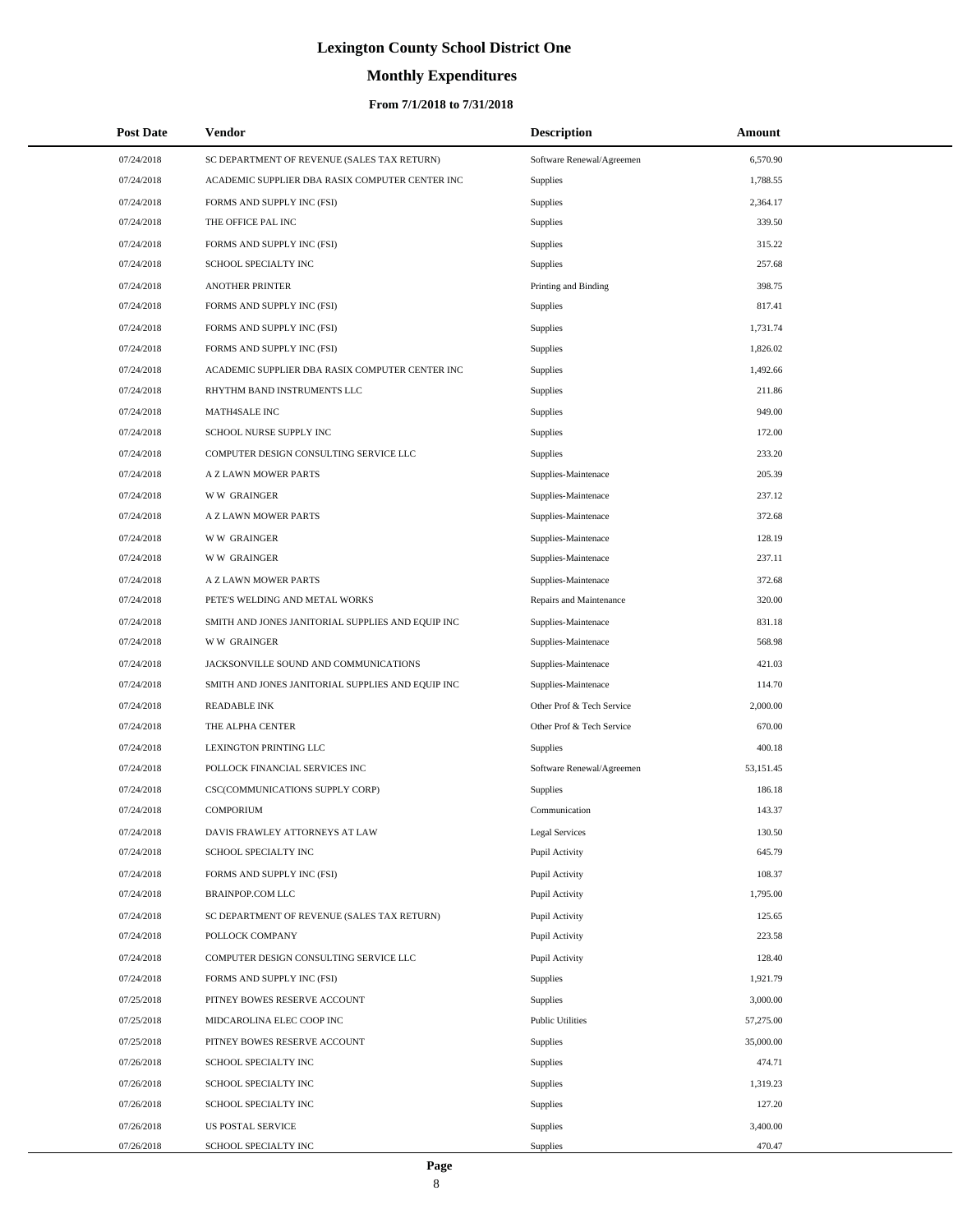# Lexington County School District One

## Monthly Expenditures

### From 7/1/2018 to 7/31/2018

| Post Date | Vendor | Description | Amount |
|---|---|---|---|
| 07/24/2018 | SC DEPARTMENT OF REVENUE (SALES TAX RETURN) | Software Renewal/Agreemen | 6,570.90 |
| 07/24/2018 | ACADEMIC SUPPLIER DBA RASIX COMPUTER CENTER INC | Supplies | 1,788.55 |
| 07/24/2018 | FORMS AND SUPPLY INC (FSI) | Supplies | 2,364.17 |
| 07/24/2018 | THE OFFICE PAL INC | Supplies | 339.50 |
| 07/24/2018 | FORMS AND SUPPLY INC (FSI) | Supplies | 315.22 |
| 07/24/2018 | SCHOOL SPECIALTY INC | Supplies | 257.68 |
| 07/24/2018 | ANOTHER PRINTER | Printing and Binding | 398.75 |
| 07/24/2018 | FORMS AND SUPPLY INC (FSI) | Supplies | 817.41 |
| 07/24/2018 | FORMS AND SUPPLY INC (FSI) | Supplies | 1,731.74 |
| 07/24/2018 | FORMS AND SUPPLY INC (FSI) | Supplies | 1,826.02 |
| 07/24/2018 | ACADEMIC SUPPLIER DBA RASIX COMPUTER CENTER INC | Supplies | 1,492.66 |
| 07/24/2018 | RHYTHM BAND INSTRUMENTS LLC | Supplies | 211.86 |
| 07/24/2018 | MATH4SALE INC | Supplies | 949.00 |
| 07/24/2018 | SCHOOL NURSE SUPPLY INC | Supplies | 172.00 |
| 07/24/2018 | COMPUTER DESIGN CONSULTING SERVICE LLC | Supplies | 233.20 |
| 07/24/2018 | A Z LAWN MOWER PARTS | Supplies-Maintenace | 205.39 |
| 07/24/2018 | W W GRAINGER | Supplies-Maintenace | 237.12 |
| 07/24/2018 | A Z LAWN MOWER PARTS | Supplies-Maintenace | 372.68 |
| 07/24/2018 | W W GRAINGER | Supplies-Maintenace | 128.19 |
| 07/24/2018 | W W GRAINGER | Supplies-Maintenace | 237.11 |
| 07/24/2018 | A Z LAWN MOWER PARTS | Supplies-Maintenace | 372.68 |
| 07/24/2018 | PETE'S WELDING AND METAL WORKS | Repairs and Maintenance | 320.00 |
| 07/24/2018 | SMITH AND JONES JANITORIAL SUPPLIES AND EQUIP INC | Supplies-Maintenace | 831.18 |
| 07/24/2018 | W W GRAINGER | Supplies-Maintenace | 568.98 |
| 07/24/2018 | JACKSONVILLE SOUND AND COMMUNICATIONS | Supplies-Maintenace | 421.03 |
| 07/24/2018 | SMITH AND JONES JANITORIAL SUPPLIES AND EQUIP INC | Supplies-Maintenace | 114.70 |
| 07/24/2018 | READABLE INK | Other Prof & Tech Service | 2,000.00 |
| 07/24/2018 | THE ALPHA CENTER | Other Prof & Tech Service | 670.00 |
| 07/24/2018 | LEXINGTON PRINTING LLC | Supplies | 400.18 |
| 07/24/2018 | POLLOCK FINANCIAL SERVICES INC | Software Renewal/Agreemen | 53,151.45 |
| 07/24/2018 | CSC(COMMUNICATIONS SUPPLY CORP) | Supplies | 186.18 |
| 07/24/2018 | COMPORIUM | Communication | 143.37 |
| 07/24/2018 | DAVIS FRAWLEY ATTORNEYS AT LAW | Legal Services | 130.50 |
| 07/24/2018 | SCHOOL SPECIALTY INC | Pupil Activity | 645.79 |
| 07/24/2018 | FORMS AND SUPPLY INC (FSI) | Pupil Activity | 108.37 |
| 07/24/2018 | BRAINPOP.COM LLC | Pupil Activity | 1,795.00 |
| 07/24/2018 | SC DEPARTMENT OF REVENUE (SALES TAX RETURN) | Pupil Activity | 125.65 |
| 07/24/2018 | POLLOCK COMPANY | Pupil Activity | 223.58 |
| 07/24/2018 | COMPUTER DESIGN CONSULTING SERVICE LLC | Pupil Activity | 128.40 |
| 07/24/2018 | FORMS AND SUPPLY INC (FSI) | Supplies | 1,921.79 |
| 07/25/2018 | PITNEY BOWES RESERVE ACCOUNT | Supplies | 3,000.00 |
| 07/25/2018 | MIDCAROLINA ELEC COOP INC | Public Utilities | 57,275.00 |
| 07/25/2018 | PITNEY BOWES RESERVE ACCOUNT | Supplies | 35,000.00 |
| 07/26/2018 | SCHOOL SPECIALTY INC | Supplies | 474.71 |
| 07/26/2018 | SCHOOL SPECIALTY INC | Supplies | 1,319.23 |
| 07/26/2018 | SCHOOL SPECIALTY INC | Supplies | 127.20 |
| 07/26/2018 | US POSTAL SERVICE | Supplies | 3,400.00 |
| 07/26/2018 | SCHOOL SPECIALTY INC | Supplies | 470.47 |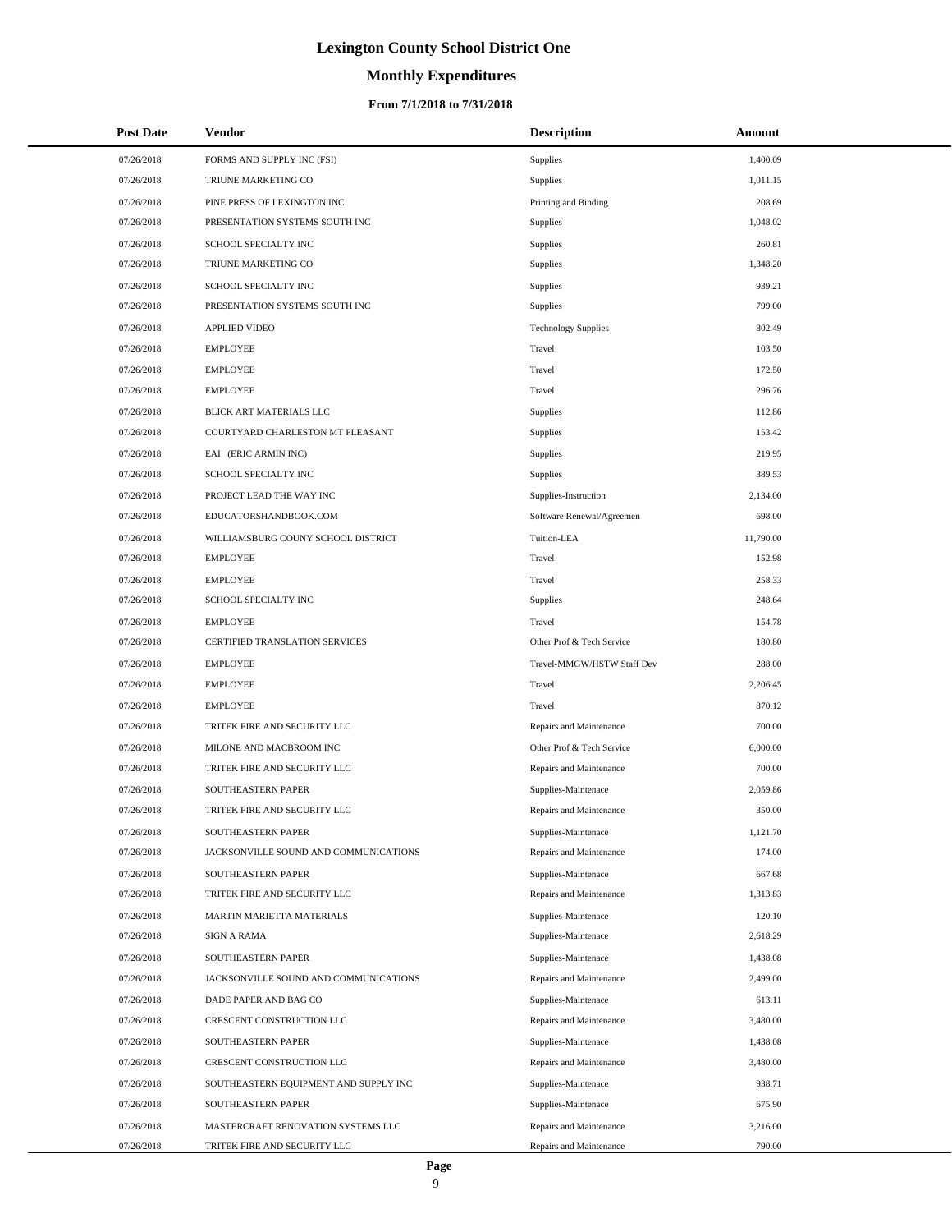# Lexington County School District One

## Monthly Expenditures

### From 7/1/2018 to 7/31/2018

| Post Date | Vendor | Description | Amount |
|---|---|---|---|
| 07/26/2018 | FORMS AND SUPPLY INC (FSI) | Supplies | 1,400.09 |
| 07/26/2018 | TRIUNE MARKETING CO | Supplies | 1,011.15 |
| 07/26/2018 | PINE PRESS OF LEXINGTON INC | Printing and Binding | 208.69 |
| 07/26/2018 | PRESENTATION SYSTEMS SOUTH INC | Supplies | 1,048.02 |
| 07/26/2018 | SCHOOL SPECIALTY INC | Supplies | 260.81 |
| 07/26/2018 | TRIUNE MARKETING CO | Supplies | 1,348.20 |
| 07/26/2018 | SCHOOL SPECIALTY INC | Supplies | 939.21 |
| 07/26/2018 | PRESENTATION SYSTEMS SOUTH INC | Supplies | 799.00 |
| 07/26/2018 | APPLIED VIDEO | Technology Supplies | 802.49 |
| 07/26/2018 | EMPLOYEE | Travel | 103.50 |
| 07/26/2018 | EMPLOYEE | Travel | 172.50 |
| 07/26/2018 | EMPLOYEE | Travel | 296.76 |
| 07/26/2018 | BLICK ART MATERIALS LLC | Supplies | 112.86 |
| 07/26/2018 | COURTYARD CHARLESTON MT PLEASANT | Supplies | 153.42 |
| 07/26/2018 | EAI (ERIC ARMIN INC) | Supplies | 219.95 |
| 07/26/2018 | SCHOOL SPECIALTY INC | Supplies | 389.53 |
| 07/26/2018 | PROJECT LEAD THE WAY INC | Supplies-Instruction | 2,134.00 |
| 07/26/2018 | EDUCATORSHANDBOOK.COM | Software Renewal/Agreemen | 698.00 |
| 07/26/2018 | WILLIAMSBURG COUNY SCHOOL DISTRICT | Tuition-LEA | 11,790.00 |
| 07/26/2018 | EMPLOYEE | Travel | 152.98 |
| 07/26/2018 | EMPLOYEE | Travel | 258.33 |
| 07/26/2018 | SCHOOL SPECIALTY INC | Supplies | 248.64 |
| 07/26/2018 | EMPLOYEE | Travel | 154.78 |
| 07/26/2018 | CERTIFIED TRANSLATION SERVICES | Other Prof & Tech Service | 180.80 |
| 07/26/2018 | EMPLOYEE | Travel-MMGW/HSTW Staff Dev | 288.00 |
| 07/26/2018 | EMPLOYEE | Travel | 2,206.45 |
| 07/26/2018 | EMPLOYEE | Travel | 870.12 |
| 07/26/2018 | TRITEK FIRE AND SECURITY LLC | Repairs and Maintenance | 700.00 |
| 07/26/2018 | MILONE AND MACBROOM INC | Other Prof & Tech Service | 6,000.00 |
| 07/26/2018 | TRITEK FIRE AND SECURITY LLC | Repairs and Maintenance | 700.00 |
| 07/26/2018 | SOUTHEASTERN PAPER | Supplies-Maintenace | 2,059.86 |
| 07/26/2018 | TRITEK FIRE AND SECURITY LLC | Repairs and Maintenance | 350.00 |
| 07/26/2018 | SOUTHEASTERN PAPER | Supplies-Maintenace | 1,121.70 |
| 07/26/2018 | JACKSONVILLE SOUND AND COMMUNICATIONS | Repairs and Maintenance | 174.00 |
| 07/26/2018 | SOUTHEASTERN PAPER | Supplies-Maintenace | 667.68 |
| 07/26/2018 | TRITEK FIRE AND SECURITY LLC | Repairs and Maintenance | 1,313.83 |
| 07/26/2018 | MARTIN MARIETTA MATERIALS | Supplies-Maintenace | 120.10 |
| 07/26/2018 | SIGN A RAMA | Supplies-Maintenace | 2,618.29 |
| 07/26/2018 | SOUTHEASTERN PAPER | Supplies-Maintenace | 1,438.08 |
| 07/26/2018 | JACKSONVILLE SOUND AND COMMUNICATIONS | Repairs and Maintenance | 2,499.00 |
| 07/26/2018 | DADE PAPER AND BAG CO | Supplies-Maintenace | 613.11 |
| 07/26/2018 | CRESCENT CONSTRUCTION LLC | Repairs and Maintenance | 3,480.00 |
| 07/26/2018 | SOUTHEASTERN PAPER | Supplies-Maintenace | 1,438.08 |
| 07/26/2018 | CRESCENT CONSTRUCTION LLC | Repairs and Maintenance | 3,480.00 |
| 07/26/2018 | SOUTHEASTERN EQUIPMENT AND SUPPLY INC | Supplies-Maintenace | 938.71 |
| 07/26/2018 | SOUTHEASTERN PAPER | Supplies-Maintenace | 675.90 |
| 07/26/2018 | MASTERCRAFT RENOVATION SYSTEMS LLC | Repairs and Maintenance | 3,216.00 |
| 07/26/2018 | TRITEK FIRE AND SECURITY LLC | Repairs and Maintenance | 790.00 |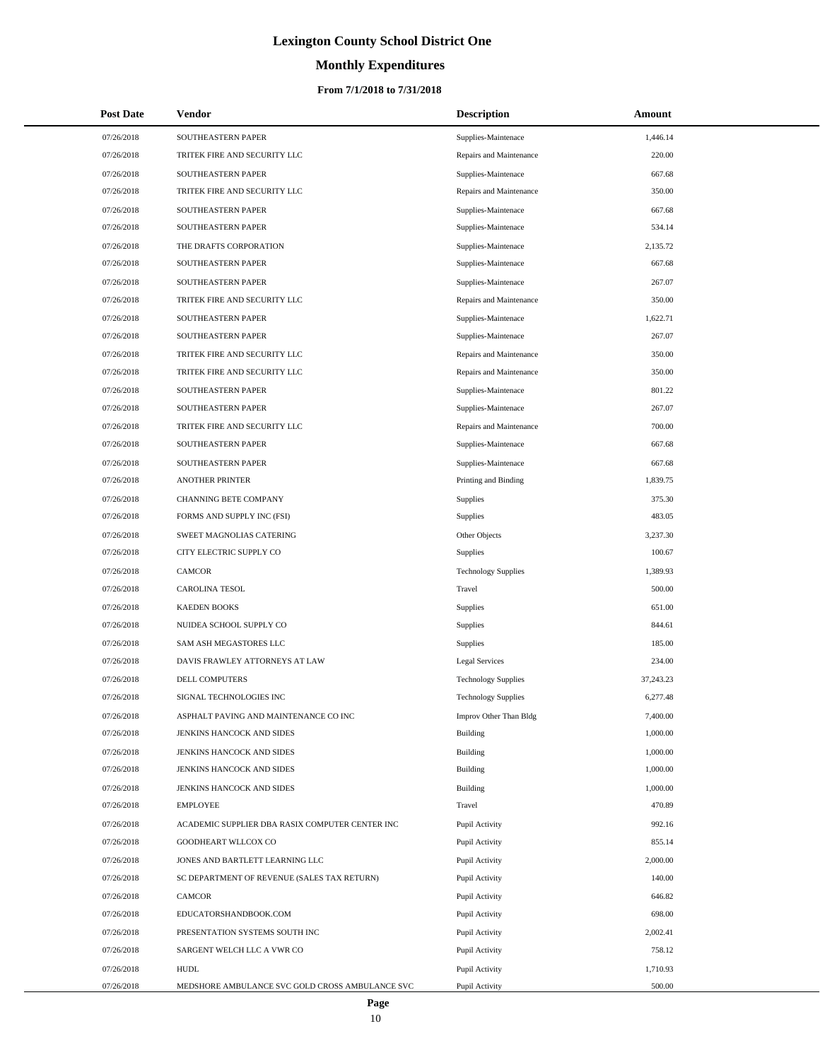# Lexington County School District One

## Monthly Expenditures

### From 7/1/2018 to 7/31/2018

| Post Date | Vendor | Description | Amount |
|---|---|---|---|
| 07/26/2018 | SOUTHEASTERN PAPER | Supplies-Maintenace | 1,446.14 |
| 07/26/2018 | TRITEK FIRE AND SECURITY LLC | Repairs and Maintenance | 220.00 |
| 07/26/2018 | SOUTHEASTERN PAPER | Supplies-Maintenace | 667.68 |
| 07/26/2018 | TRITEK FIRE AND SECURITY LLC | Repairs and Maintenance | 350.00 |
| 07/26/2018 | SOUTHEASTERN PAPER | Supplies-Maintenace | 667.68 |
| 07/26/2018 | SOUTHEASTERN PAPER | Supplies-Maintenace | 534.14 |
| 07/26/2018 | THE DRAFTS CORPORATION | Supplies-Maintenace | 2,135.72 |
| 07/26/2018 | SOUTHEASTERN PAPER | Supplies-Maintenace | 667.68 |
| 07/26/2018 | SOUTHEASTERN PAPER | Supplies-Maintenace | 267.07 |
| 07/26/2018 | TRITEK FIRE AND SECURITY LLC | Repairs and Maintenance | 350.00 |
| 07/26/2018 | SOUTHEASTERN PAPER | Supplies-Maintenace | 1,622.71 |
| 07/26/2018 | SOUTHEASTERN PAPER | Supplies-Maintenace | 267.07 |
| 07/26/2018 | TRITEK FIRE AND SECURITY LLC | Repairs and Maintenance | 350.00 |
| 07/26/2018 | TRITEK FIRE AND SECURITY LLC | Repairs and Maintenance | 350.00 |
| 07/26/2018 | SOUTHEASTERN PAPER | Supplies-Maintenace | 801.22 |
| 07/26/2018 | SOUTHEASTERN PAPER | Supplies-Maintenace | 267.07 |
| 07/26/2018 | TRITEK FIRE AND SECURITY LLC | Repairs and Maintenance | 700.00 |
| 07/26/2018 | SOUTHEASTERN PAPER | Supplies-Maintenace | 667.68 |
| 07/26/2018 | SOUTHEASTERN PAPER | Supplies-Maintenace | 667.68 |
| 07/26/2018 | ANOTHER PRINTER | Printing and Binding | 1,839.75 |
| 07/26/2018 | CHANNING BETE COMPANY | Supplies | 375.30 |
| 07/26/2018 | FORMS AND SUPPLY INC (FSI) | Supplies | 483.05 |
| 07/26/2018 | SWEET MAGNOLIAS CATERING | Other Objects | 3,237.30 |
| 07/26/2018 | CITY ELECTRIC SUPPLY CO | Supplies | 100.67 |
| 07/26/2018 | CAMCOR | Technology Supplies | 1,389.93 |
| 07/26/2018 | CAROLINA TESOL | Travel | 500.00 |
| 07/26/2018 | KAEDEN BOOKS | Supplies | 651.00 |
| 07/26/2018 | NUIDEA SCHOOL SUPPLY CO | Supplies | 844.61 |
| 07/26/2018 | SAM ASH MEGASTORES LLC | Supplies | 185.00 |
| 07/26/2018 | DAVIS FRAWLEY ATTORNEYS AT LAW | Legal Services | 234.00 |
| 07/26/2018 | DELL COMPUTERS | Technology Supplies | 37,243.23 |
| 07/26/2018 | SIGNAL TECHNOLOGIES INC | Technology Supplies | 6,277.48 |
| 07/26/2018 | ASPHALT PAVING AND MAINTENANCE CO INC | Improv Other Than Bldg | 7,400.00 |
| 07/26/2018 | JENKINS HANCOCK AND SIDES | Building | 1,000.00 |
| 07/26/2018 | JENKINS HANCOCK AND SIDES | Building | 1,000.00 |
| 07/26/2018 | JENKINS HANCOCK AND SIDES | Building | 1,000.00 |
| 07/26/2018 | JENKINS HANCOCK AND SIDES | Building | 1,000.00 |
| 07/26/2018 | EMPLOYEE | Travel | 470.89 |
| 07/26/2018 | ACADEMIC SUPPLIER DBA RASIX COMPUTER CENTER INC | Pupil Activity | 992.16 |
| 07/26/2018 | GOODHEART WLLCOX CO | Pupil Activity | 855.14 |
| 07/26/2018 | JONES AND BARTLETT LEARNING LLC | Pupil Activity | 2,000.00 |
| 07/26/2018 | SC DEPARTMENT OF REVENUE (SALES TAX RETURN) | Pupil Activity | 140.00 |
| 07/26/2018 | CAMCOR | Pupil Activity | 646.82 |
| 07/26/2018 | EDUCATORSHANDBOOK.COM | Pupil Activity | 698.00 |
| 07/26/2018 | PRESENTATION SYSTEMS SOUTH INC | Pupil Activity | 2,002.41 |
| 07/26/2018 | SARGENT WELCH LLC A VWR CO | Pupil Activity | 758.12 |
| 07/26/2018 | HUDL | Pupil Activity | 1,710.93 |
| 07/26/2018 | MEDSHORE AMBULANCE SVC GOLD CROSS AMBULANCE SVC | Pupil Activity | 500.00 |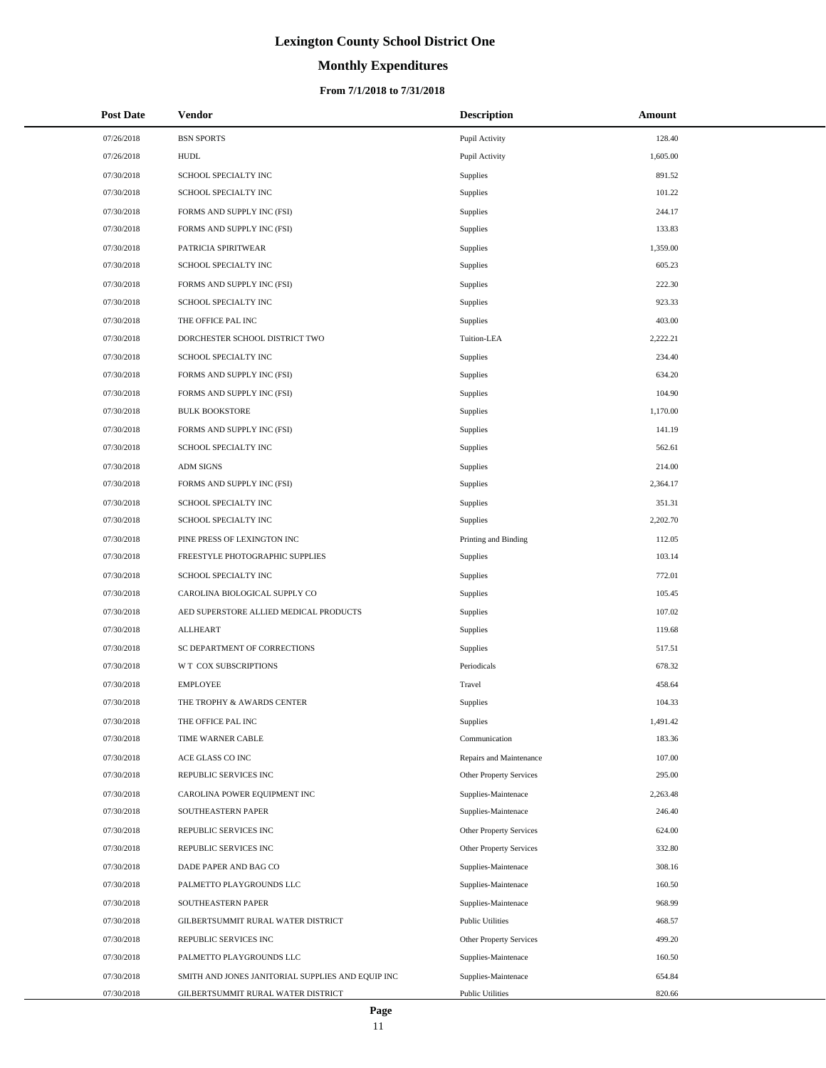# Lexington County School District One

## Monthly Expenditures

### From 7/1/2018 to 7/31/2018

| Post Date | Vendor | Description | Amount |
|---|---|---|---|
| 07/26/2018 | BSN SPORTS | Pupil Activity | 128.40 |
| 07/26/2018 | HUDL | Pupil Activity | 1,605.00 |
| 07/30/2018 | SCHOOL SPECIALTY INC | Supplies | 891.52 |
| 07/30/2018 | SCHOOL SPECIALTY INC | Supplies | 101.22 |
| 07/30/2018 | FORMS AND SUPPLY INC (FSI) | Supplies | 244.17 |
| 07/30/2018 | FORMS AND SUPPLY INC (FSI) | Supplies | 133.83 |
| 07/30/2018 | PATRICIA SPIRITWEAR | Supplies | 1,359.00 |
| 07/30/2018 | SCHOOL SPECIALTY INC | Supplies | 605.23 |
| 07/30/2018 | FORMS AND SUPPLY INC (FSI) | Supplies | 222.30 |
| 07/30/2018 | SCHOOL SPECIALTY INC | Supplies | 923.33 |
| 07/30/2018 | THE OFFICE PAL INC | Supplies | 403.00 |
| 07/30/2018 | DORCHESTER SCHOOL DISTRICT TWO | Tuition-LEA | 2,222.21 |
| 07/30/2018 | SCHOOL SPECIALTY INC | Supplies | 234.40 |
| 07/30/2018 | FORMS AND SUPPLY INC (FSI) | Supplies | 634.20 |
| 07/30/2018 | FORMS AND SUPPLY INC (FSI) | Supplies | 104.90 |
| 07/30/2018 | BULK BOOKSTORE | Supplies | 1,170.00 |
| 07/30/2018 | FORMS AND SUPPLY INC (FSI) | Supplies | 141.19 |
| 07/30/2018 | SCHOOL SPECIALTY INC | Supplies | 562.61 |
| 07/30/2018 | ADM SIGNS | Supplies | 214.00 |
| 07/30/2018 | FORMS AND SUPPLY INC (FSI) | Supplies | 2,364.17 |
| 07/30/2018 | SCHOOL SPECIALTY INC | Supplies | 351.31 |
| 07/30/2018 | SCHOOL SPECIALTY INC | Supplies | 2,202.70 |
| 07/30/2018 | PINE PRESS OF LEXINGTON INC | Printing and Binding | 112.05 |
| 07/30/2018 | FREESTYLE PHOTOGRAPHIC SUPPLIES | Supplies | 103.14 |
| 07/30/2018 | SCHOOL SPECIALTY INC | Supplies | 772.01 |
| 07/30/2018 | CAROLINA BIOLOGICAL SUPPLY CO | Supplies | 105.45 |
| 07/30/2018 | AED SUPERSTORE ALLIED MEDICAL PRODUCTS | Supplies | 107.02 |
| 07/30/2018 | ALLHEART | Supplies | 119.68 |
| 07/30/2018 | SC DEPARTMENT OF CORRECTIONS | Supplies | 517.51 |
| 07/30/2018 | W T COX SUBSCRIPTIONS | Periodicals | 678.32 |
| 07/30/2018 | EMPLOYEE | Travel | 458.64 |
| 07/30/2018 | THE TROPHY & AWARDS CENTER | Supplies | 104.33 |
| 07/30/2018 | THE OFFICE PAL INC | Supplies | 1,491.42 |
| 07/30/2018 | TIME WARNER CABLE | Communication | 183.36 |
| 07/30/2018 | ACE GLASS CO INC | Repairs and Maintenance | 107.00 |
| 07/30/2018 | REPUBLIC SERVICES INC | Other Property Services | 295.00 |
| 07/30/2018 | CAROLINA POWER EQUIPMENT INC | Supplies-Maintenace | 2,263.48 |
| 07/30/2018 | SOUTHEASTERN PAPER | Supplies-Maintenace | 246.40 |
| 07/30/2018 | REPUBLIC SERVICES INC | Other Property Services | 624.00 |
| 07/30/2018 | REPUBLIC SERVICES INC | Other Property Services | 332.80 |
| 07/30/2018 | DADE PAPER AND BAG CO | Supplies-Maintenace | 308.16 |
| 07/30/2018 | PALMETTO PLAYGROUNDS LLC | Supplies-Maintenace | 160.50 |
| 07/30/2018 | SOUTHEASTERN PAPER | Supplies-Maintenace | 968.99 |
| 07/30/2018 | GILBERTSUMMIT RURAL WATER DISTRICT | Public Utilities | 468.57 |
| 07/30/2018 | REPUBLIC SERVICES INC | Other Property Services | 499.20 |
| 07/30/2018 | PALMETTO PLAYGROUNDS LLC | Supplies-Maintenace | 160.50 |
| 07/30/2018 | SMITH AND JONES JANITORIAL SUPPLIES AND EQUIP INC | Supplies-Maintenace | 654.84 |
| 07/30/2018 | GILBERTSUMMIT RURAL WATER DISTRICT | Public Utilities | 820.66 |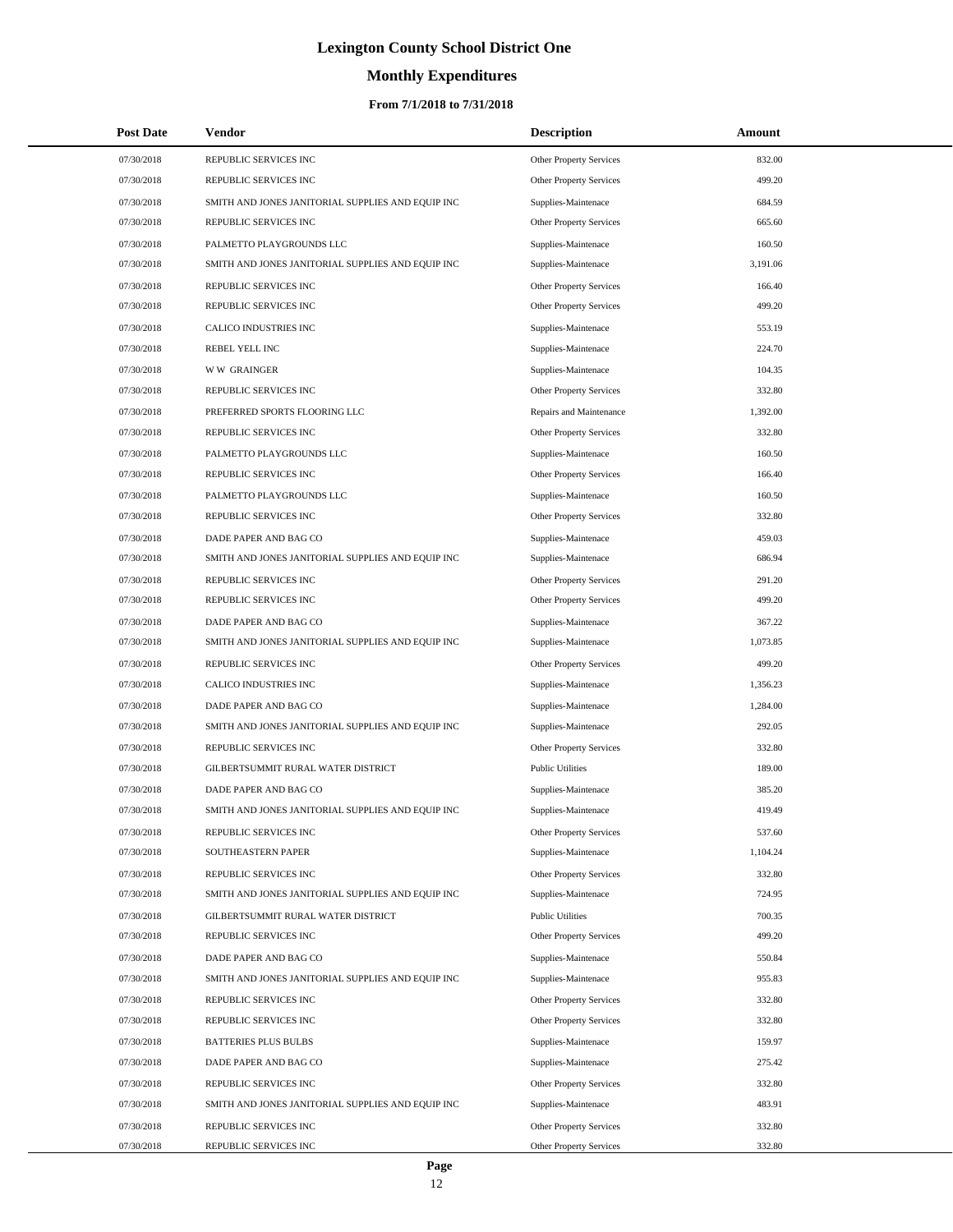# Lexington County School District One

## Monthly Expenditures

### From 7/1/2018 to 7/31/2018

| Post Date | Vendor | Description | Amount |
|---|---|---|---|
| 07/30/2018 | REPUBLIC SERVICES INC | Other Property Services | 832.00 |
| 07/30/2018 | REPUBLIC SERVICES INC | Other Property Services | 499.20 |
| 07/30/2018 | SMITH AND JONES JANITORIAL SUPPLIES AND EQUIP INC | Supplies-Maintenace | 684.59 |
| 07/30/2018 | REPUBLIC SERVICES INC | Other Property Services | 665.60 |
| 07/30/2018 | PALMETTO PLAYGROUNDS LLC | Supplies-Maintenace | 160.50 |
| 07/30/2018 | SMITH AND JONES JANITORIAL SUPPLIES AND EQUIP INC | Supplies-Maintenace | 3,191.06 |
| 07/30/2018 | REPUBLIC SERVICES INC | Other Property Services | 166.40 |
| 07/30/2018 | REPUBLIC SERVICES INC | Other Property Services | 499.20 |
| 07/30/2018 | CALICO INDUSTRIES INC | Supplies-Maintenace | 553.19 |
| 07/30/2018 | REBEL YELL INC | Supplies-Maintenace | 224.70 |
| 07/30/2018 | W W GRAINGER | Supplies-Maintenace | 104.35 |
| 07/30/2018 | REPUBLIC SERVICES INC | Other Property Services | 332.80 |
| 07/30/2018 | PREFERRED SPORTS FLOORING LLC | Repairs and Maintenance | 1,392.00 |
| 07/30/2018 | REPUBLIC SERVICES INC | Other Property Services | 332.80 |
| 07/30/2018 | PALMETTO PLAYGROUNDS LLC | Supplies-Maintenace | 160.50 |
| 07/30/2018 | REPUBLIC SERVICES INC | Other Property Services | 166.40 |
| 07/30/2018 | PALMETTO PLAYGROUNDS LLC | Supplies-Maintenace | 160.50 |
| 07/30/2018 | REPUBLIC SERVICES INC | Other Property Services | 332.80 |
| 07/30/2018 | DADE PAPER AND BAG CO | Supplies-Maintenace | 459.03 |
| 07/30/2018 | SMITH AND JONES JANITORIAL SUPPLIES AND EQUIP INC | Supplies-Maintenace | 686.94 |
| 07/30/2018 | REPUBLIC SERVICES INC | Other Property Services | 291.20 |
| 07/30/2018 | REPUBLIC SERVICES INC | Other Property Services | 499.20 |
| 07/30/2018 | DADE PAPER AND BAG CO | Supplies-Maintenace | 367.22 |
| 07/30/2018 | SMITH AND JONES JANITORIAL SUPPLIES AND EQUIP INC | Supplies-Maintenace | 1,073.85 |
| 07/30/2018 | REPUBLIC SERVICES INC | Other Property Services | 499.20 |
| 07/30/2018 | CALICO INDUSTRIES INC | Supplies-Maintenace | 1,356.23 |
| 07/30/2018 | DADE PAPER AND BAG CO | Supplies-Maintenace | 1,284.00 |
| 07/30/2018 | SMITH AND JONES JANITORIAL SUPPLIES AND EQUIP INC | Supplies-Maintenace | 292.05 |
| 07/30/2018 | REPUBLIC SERVICES INC | Other Property Services | 332.80 |
| 07/30/2018 | GILBERTSUMMIT RURAL WATER DISTRICT | Public Utilities | 189.00 |
| 07/30/2018 | DADE PAPER AND BAG CO | Supplies-Maintenace | 385.20 |
| 07/30/2018 | SMITH AND JONES JANITORIAL SUPPLIES AND EQUIP INC | Supplies-Maintenace | 419.49 |
| 07/30/2018 | REPUBLIC SERVICES INC | Other Property Services | 537.60 |
| 07/30/2018 | SOUTHEASTERN PAPER | Supplies-Maintenace | 1,104.24 |
| 07/30/2018 | REPUBLIC SERVICES INC | Other Property Services | 332.80 |
| 07/30/2018 | SMITH AND JONES JANITORIAL SUPPLIES AND EQUIP INC | Supplies-Maintenace | 724.95 |
| 07/30/2018 | GILBERTSUMMIT RURAL WATER DISTRICT | Public Utilities | 700.35 |
| 07/30/2018 | REPUBLIC SERVICES INC | Other Property Services | 499.20 |
| 07/30/2018 | DADE PAPER AND BAG CO | Supplies-Maintenace | 550.84 |
| 07/30/2018 | SMITH AND JONES JANITORIAL SUPPLIES AND EQUIP INC | Supplies-Maintenace | 955.83 |
| 07/30/2018 | REPUBLIC SERVICES INC | Other Property Services | 332.80 |
| 07/30/2018 | REPUBLIC SERVICES INC | Other Property Services | 332.80 |
| 07/30/2018 | BATTERIES PLUS BULBS | Supplies-Maintenace | 159.97 |
| 07/30/2018 | DADE PAPER AND BAG CO | Supplies-Maintenace | 275.42 |
| 07/30/2018 | REPUBLIC SERVICES INC | Other Property Services | 332.80 |
| 07/30/2018 | SMITH AND JONES JANITORIAL SUPPLIES AND EQUIP INC | Supplies-Maintenace | 483.91 |
| 07/30/2018 | REPUBLIC SERVICES INC | Other Property Services | 332.80 |
| 07/30/2018 | REPUBLIC SERVICES INC | Other Property Services | 332.80 |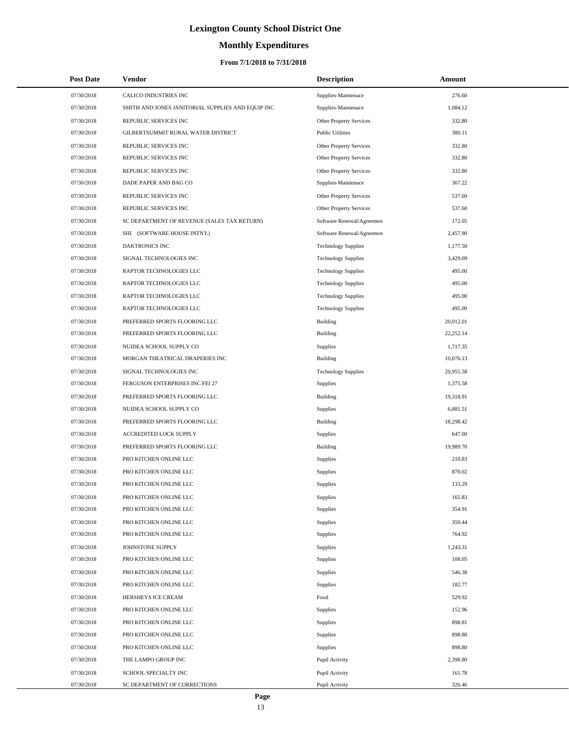# Lexington County School District One

## Monthly Expenditures

### From 7/1/2018 to 7/31/2018

| Post Date | Vendor | Description | Amount |
|---|---|---|---|
| 07/30/2018 | CALICO INDUSTRIES INC | Supplies-Maintenace | 276.60 |
| 07/30/2018 | SMITH AND JONES JANITORIAL SUPPLIES AND EQUIP INC | Supplies-Maintenace | 1,084.12 |
| 07/30/2018 | REPUBLIC SERVICES INC | Other Property Services | 332.80 |
| 07/30/2018 | GILBERTSUMMIT RURAL WATER DISTRICT | Public Utilities | 380.11 |
| 07/30/2018 | REPUBLIC SERVICES INC | Other Property Services | 332.80 |
| 07/30/2018 | REPUBLIC SERVICES INC | Other Property Services | 332.80 |
| 07/30/2018 | REPUBLIC SERVICES INC | Other Property Services | 332.80 |
| 07/30/2018 | DADE PAPER AND BAG CO | Supplies-Maintenace | 367.22 |
| 07/30/2018 | REPUBLIC SERVICES INC | Other Property Services | 537.60 |
| 07/30/2018 | REPUBLIC SERVICES INC | Other Property Services | 537.60 |
| 07/30/2018 | SC DEPARTMENT OF REVENUE (SALES TAX RETURN) | Software Renewal/Agreemen | 172.05 |
| 07/30/2018 | SHI (SOFTWARE HOUSE INTN'L) | Software Renewal/Agreemen | 2,457.90 |
| 07/30/2018 | DAKTRONICS INC | Technology Supplies | 1,177.50 |
| 07/30/2018 | SIGNAL TECHNOLOGIES INC | Technology Supplies | 3,429.09 |
| 07/30/2018 | RAPTOR TECHNOLOGIES LLC | Technology Supplies | 495.00 |
| 07/30/2018 | RAPTOR TECHNOLOGIES LLC | Technology Supplies | 495.00 |
| 07/30/2018 | RAPTOR TECHNOLOGIES LLC | Technology Supplies | 495.00 |
| 07/30/2018 | RAPTOR TECHNOLOGIES LLC | Technology Supplies | 495.00 |
| 07/30/2018 | PREFERRED SPORTS FLOORING LLC | Building | 20,012.01 |
| 07/30/2018 | PREFERRED SPORTS FLOORING LLC | Building | 22,252.14 |
| 07/30/2018 | NUIDEA SCHOOL SUPPLY CO | Supplies | 1,717.35 |
| 07/30/2018 | MORGAN THEATRICAL DRAPERIES INC | Building | 10,076.13 |
| 07/30/2018 | SIGNAL TECHNOLOGIES INC | Technology Supplies | 20,955.58 |
| 07/30/2018 | FERGUSON ENTERPRISES INC FEI 27 | Supplies | 1,375.58 |
| 07/30/2018 | PREFERRED SPORTS FLOORING LLC | Building | 19,318.91 |
| 07/30/2018 | NUIDEA SCHOOL SUPPLY CO | Supplies | 6,881.51 |
| 07/30/2018 | PREFERRED SPORTS FLOORING LLC | Building | 18,298.42 |
| 07/30/2018 | ACCREDITED LOCK SUPPLY | Supplies | 647.00 |
| 07/30/2018 | PREFERRED SPORTS FLOORING LLC | Building | 19,989.70 |
| 07/30/2018 | PRO KITCHEN ONLINE LLC | Supplies | 210.83 |
| 07/30/2018 | PRO KITCHEN ONLINE LLC | Supplies | 870.02 |
| 07/30/2018 | PRO KITCHEN ONLINE LLC | Supplies | 133.29 |
| 07/30/2018 | PRO KITCHEN ONLINE LLC | Supplies | 165.83 |
| 07/30/2018 | PRO KITCHEN ONLINE LLC | Supplies | 354.91 |
| 07/30/2018 | PRO KITCHEN ONLINE LLC | Supplies | 350.44 |
| 07/30/2018 | PRO KITCHEN ONLINE LLC | Supplies | 764.92 |
| 07/30/2018 | JOHNSTONE SUPPLY | Supplies | 1,243.31 |
| 07/30/2018 | PRO KITCHEN ONLINE LLC | Supplies | 108.05 |
| 07/30/2018 | PRO KITCHEN ONLINE LLC | Supplies | 546.38 |
| 07/30/2018 | PRO KITCHEN ONLINE LLC | Supplies | 182.77 |
| 07/30/2018 | HERSHEYS ICE CREAM | Food | 529.92 |
| 07/30/2018 | PRO KITCHEN ONLINE LLC | Supplies | 152.96 |
| 07/30/2018 | PRO KITCHEN ONLINE LLC | Supplies | 898.81 |
| 07/30/2018 | PRO KITCHEN ONLINE LLC | Supplies | 898.80 |
| 07/30/2018 | PRO KITCHEN ONLINE LLC | Supplies | 898.80 |
| 07/30/2018 | THE LAMPO GROUP INC | Pupil Activity | 2,398.80 |
| 07/30/2018 | SCHOOL SPECIALTY INC | Pupil Activity | 161.78 |
| 07/30/2018 | SC DEPARTMENT OF CORRECTIONS | Pupil Activity | 326.46 |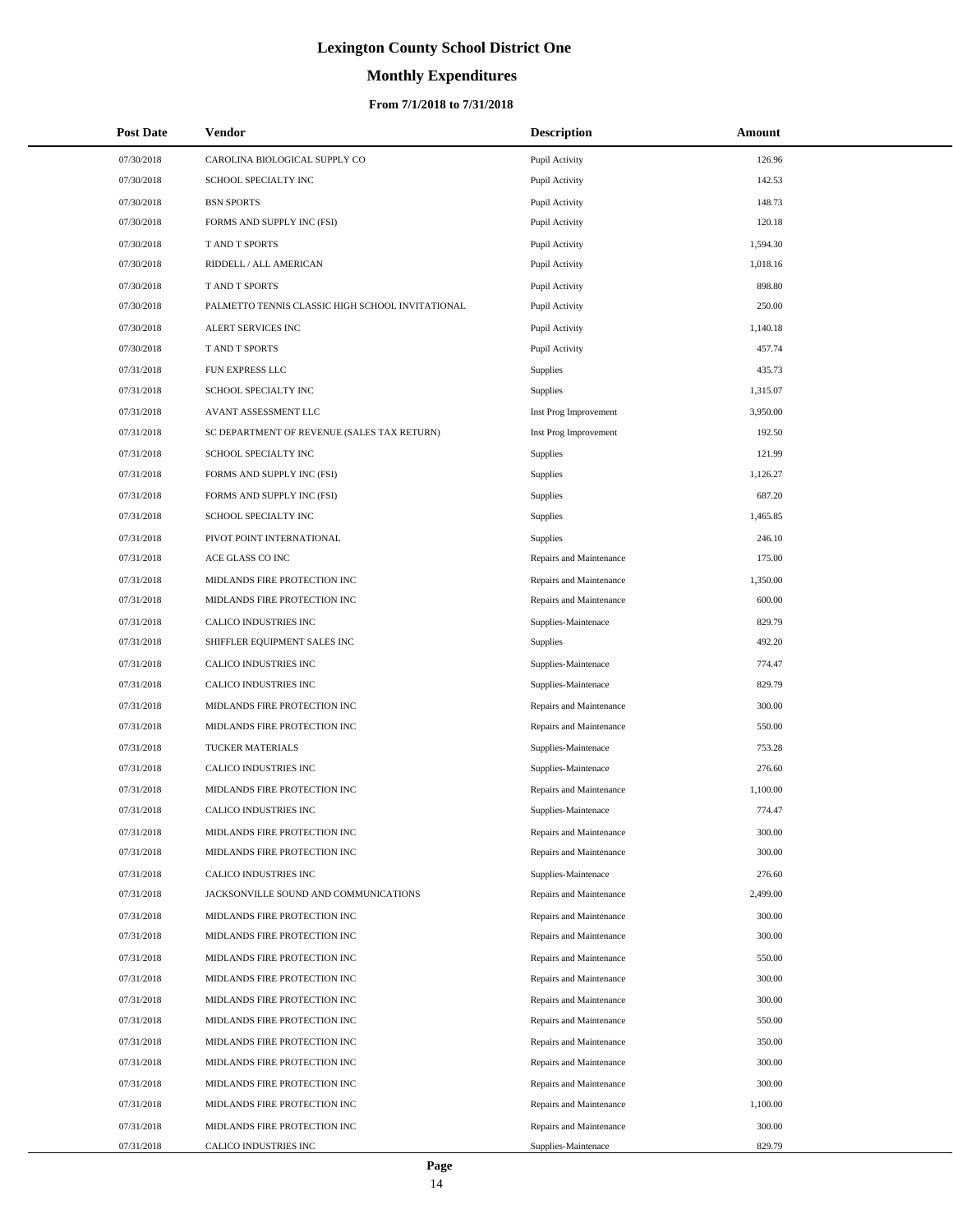# Lexington County School District One

## Monthly Expenditures

### From 7/1/2018 to 7/31/2018

| Post Date | Vendor | Description | Amount |
|---|---|---|---|
| 07/30/2018 | CAROLINA BIOLOGICAL SUPPLY CO | Pupil Activity | 126.96 |
| 07/30/2018 | SCHOOL SPECIALTY INC | Pupil Activity | 142.53 |
| 07/30/2018 | BSN SPORTS | Pupil Activity | 148.73 |
| 07/30/2018 | FORMS AND SUPPLY INC (FSI) | Pupil Activity | 120.18 |
| 07/30/2018 | T AND T SPORTS | Pupil Activity | 1,594.30 |
| 07/30/2018 | RIDDELL / ALL AMERICAN | Pupil Activity | 1,018.16 |
| 07/30/2018 | T AND T SPORTS | Pupil Activity | 898.80 |
| 07/30/2018 | PALMETTO TENNIS CLASSIC HIGH SCHOOL INVITATIONAL | Pupil Activity | 250.00 |
| 07/30/2018 | ALERT SERVICES INC | Pupil Activity | 1,140.18 |
| 07/30/2018 | T AND T SPORTS | Pupil Activity | 457.74 |
| 07/31/2018 | FUN EXPRESS LLC | Supplies | 435.73 |
| 07/31/2018 | SCHOOL SPECIALTY INC | Supplies | 1,315.07 |
| 07/31/2018 | AVANT ASSESSMENT LLC | Inst Prog Improvement | 3,950.00 |
| 07/31/2018 | SC DEPARTMENT OF REVENUE (SALES TAX RETURN) | Inst Prog Improvement | 192.50 |
| 07/31/2018 | SCHOOL SPECIALTY INC | Supplies | 121.99 |
| 07/31/2018 | FORMS AND SUPPLY INC (FSI) | Supplies | 1,126.27 |
| 07/31/2018 | FORMS AND SUPPLY INC (FSI) | Supplies | 687.20 |
| 07/31/2018 | SCHOOL SPECIALTY INC | Supplies | 1,465.85 |
| 07/31/2018 | PIVOT POINT INTERNATIONAL | Supplies | 246.10 |
| 07/31/2018 | ACE GLASS CO INC | Repairs and Maintenance | 175.00 |
| 07/31/2018 | MIDLANDS FIRE PROTECTION INC | Repairs and Maintenance | 1,350.00 |
| 07/31/2018 | MIDLANDS FIRE PROTECTION INC | Repairs and Maintenance | 600.00 |
| 07/31/2018 | CALICO INDUSTRIES INC | Supplies-Maintenace | 829.79 |
| 07/31/2018 | SHIFFLER EQUIPMENT SALES INC | Supplies | 492.20 |
| 07/31/2018 | CALICO INDUSTRIES INC | Supplies-Maintenace | 774.47 |
| 07/31/2018 | CALICO INDUSTRIES INC | Supplies-Maintenace | 829.79 |
| 07/31/2018 | MIDLANDS FIRE PROTECTION INC | Repairs and Maintenance | 300.00 |
| 07/31/2018 | MIDLANDS FIRE PROTECTION INC | Repairs and Maintenance | 550.00 |
| 07/31/2018 | TUCKER MATERIALS | Supplies-Maintenace | 753.28 |
| 07/31/2018 | CALICO INDUSTRIES INC | Supplies-Maintenace | 276.60 |
| 07/31/2018 | MIDLANDS FIRE PROTECTION INC | Repairs and Maintenance | 1,100.00 |
| 07/31/2018 | CALICO INDUSTRIES INC | Supplies-Maintenace | 774.47 |
| 07/31/2018 | MIDLANDS FIRE PROTECTION INC | Repairs and Maintenance | 300.00 |
| 07/31/2018 | MIDLANDS FIRE PROTECTION INC | Repairs and Maintenance | 300.00 |
| 07/31/2018 | CALICO INDUSTRIES INC | Supplies-Maintenace | 276.60 |
| 07/31/2018 | JACKSONVILLE SOUND AND COMMUNICATIONS | Repairs and Maintenance | 2,499.00 |
| 07/31/2018 | MIDLANDS FIRE PROTECTION INC | Repairs and Maintenance | 300.00 |
| 07/31/2018 | MIDLANDS FIRE PROTECTION INC | Repairs and Maintenance | 300.00 |
| 07/31/2018 | MIDLANDS FIRE PROTECTION INC | Repairs and Maintenance | 550.00 |
| 07/31/2018 | MIDLANDS FIRE PROTECTION INC | Repairs and Maintenance | 300.00 |
| 07/31/2018 | MIDLANDS FIRE PROTECTION INC | Repairs and Maintenance | 300.00 |
| 07/31/2018 | MIDLANDS FIRE PROTECTION INC | Repairs and Maintenance | 550.00 |
| 07/31/2018 | MIDLANDS FIRE PROTECTION INC | Repairs and Maintenance | 350.00 |
| 07/31/2018 | MIDLANDS FIRE PROTECTION INC | Repairs and Maintenance | 300.00 |
| 07/31/2018 | MIDLANDS FIRE PROTECTION INC | Repairs and Maintenance | 300.00 |
| 07/31/2018 | MIDLANDS FIRE PROTECTION INC | Repairs and Maintenance | 1,100.00 |
| 07/31/2018 | MIDLANDS FIRE PROTECTION INC | Repairs and Maintenance | 300.00 |
| 07/31/2018 | CALICO INDUSTRIES INC | Supplies-Maintenace | 829.79 |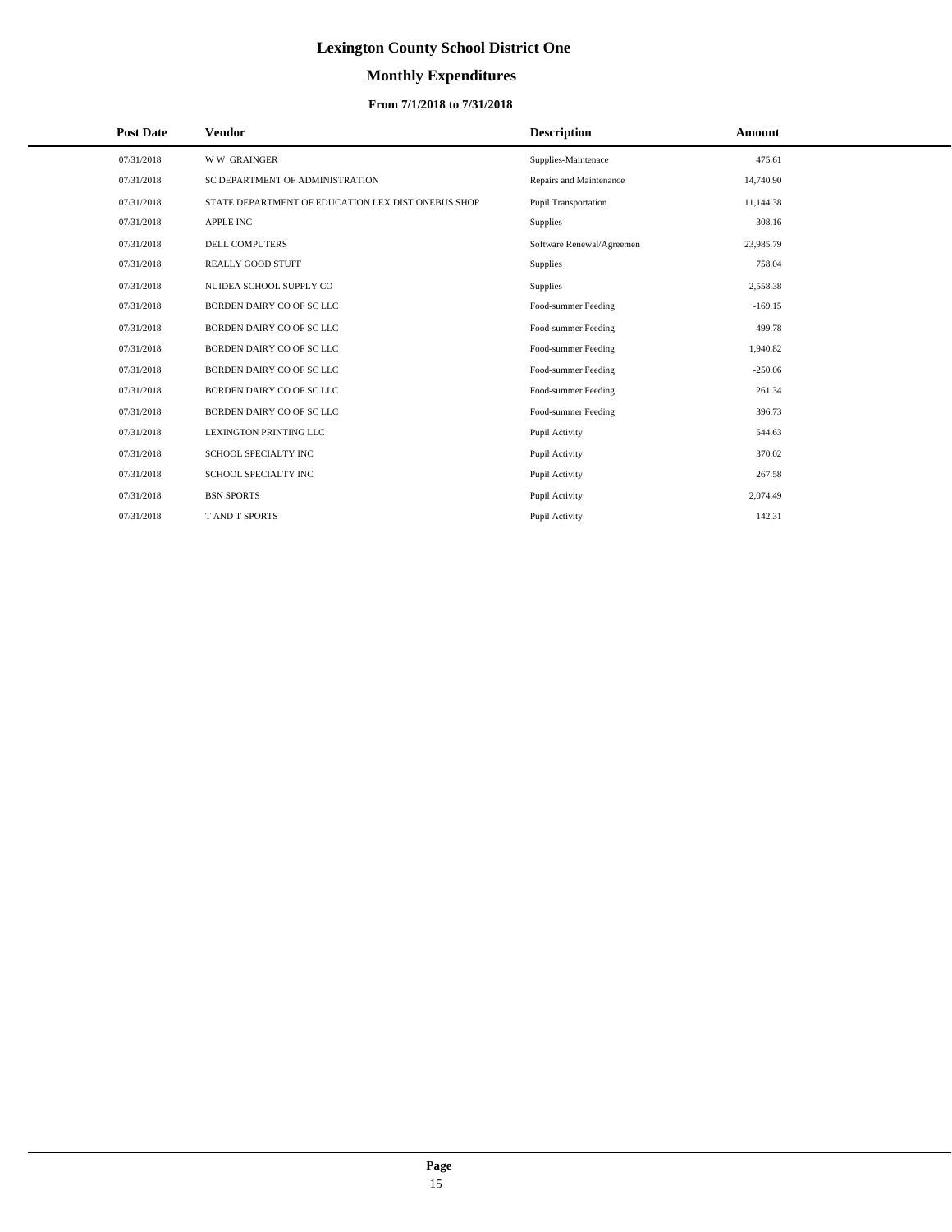# Lexington County School District One

## Monthly Expenditures

### From 7/1/2018 to 7/31/2018

| Post Date | Vendor | Description | Amount |
|---|---|---|---|
| 07/31/2018 | W W GRAINGER | Supplies-Maintenace | 475.61 |
| 07/31/2018 | SC DEPARTMENT OF ADMINISTRATION | Repairs and Maintenance | 14,740.90 |
| 07/31/2018 | STATE DEPARTMENT OF EDUCATION LEX DIST ONEBUS SHOP | Pupil Transportation | 11,144.38 |
| 07/31/2018 | APPLE INC | Supplies | 308.16 |
| 07/31/2018 | DELL COMPUTERS | Software Renewal/Agreemen | 23,985.79 |
| 07/31/2018 | REALLY GOOD STUFF | Supplies | 758.04 |
| 07/31/2018 | NUIDEA SCHOOL SUPPLY CO | Supplies | 2,558.38 |
| 07/31/2018 | BORDEN DAIRY CO OF SC LLC | Food-summer Feeding | -169.15 |
| 07/31/2018 | BORDEN DAIRY CO OF SC LLC | Food-summer Feeding | 499.78 |
| 07/31/2018 | BORDEN DAIRY CO OF SC LLC | Food-summer Feeding | 1,940.82 |
| 07/31/2018 | BORDEN DAIRY CO OF SC LLC | Food-summer Feeding | -250.06 |
| 07/31/2018 | BORDEN DAIRY CO OF SC LLC | Food-summer Feeding | 261.34 |
| 07/31/2018 | BORDEN DAIRY CO OF SC LLC | Food-summer Feeding | 396.73 |
| 07/31/2018 | LEXINGTON PRINTING LLC | Pupil Activity | 544.63 |
| 07/31/2018 | SCHOOL SPECIALTY INC | Pupil Activity | 370.02 |
| 07/31/2018 | SCHOOL SPECIALTY INC | Pupil Activity | 267.58 |
| 07/31/2018 | BSN SPORTS | Pupil Activity | 2,074.49 |
| 07/31/2018 | T AND T SPORTS | Pupil Activity | 142.31 |